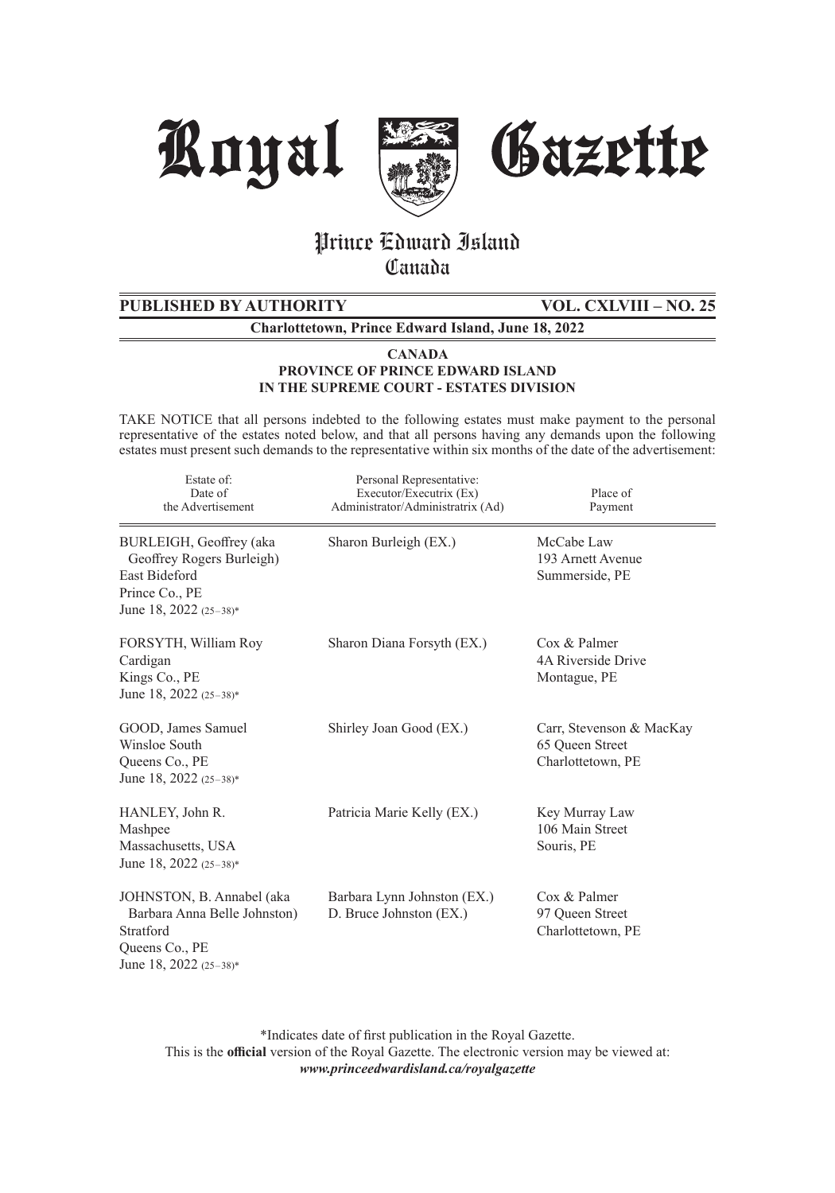# Royal Gazette

## Prince Edward Island
## Canada

**PUBLISHED BY AUTHORITY** **VOL. CXLVIII – NO. 25**

**Charlottetown, Prince Edward Island, June 18, 2022**

**CANADA**
**PROVINCE OF PRINCE EDWARD ISLAND**
**IN THE SUPREME COURT - ESTATES DIVISION**

TAKE NOTICE that all persons indebted to the following estates must make payment to the personal representative of the estates noted below, and that all persons having any demands upon the following estates must present such demands to the representative within six months of the date of the advertisement:

| Estate of: Date of the Advertisement | Personal Representative: Executor/Executrix (Ex) Administrator/Administratrix (Ad) | Place of Payment |
|---|---|---|
| BURLEIGH, Geoffrey (aka Geoffrey Rogers Burleigh) East Bideford Prince Co., PE June 18, 2022 (25–38)* | Sharon Burleigh (EX.) | McCabe Law 193 Arnett Avenue Summerside, PE |
| FORSYTH, William Roy Cardigan Kings Co., PE June 18, 2022 (25–38)* | Sharon Diana Forsyth (EX.) | Cox & Palmer 4A Riverside Drive Montague, PE |
| GOOD, James Samuel Winsloe South Queens Co., PE June 18, 2022 (25–38)* | Shirley Joan Good (EX.) | Carr, Stevenson & MacKay 65 Queen Street Charlottetown, PE |
| HANLEY, John R. Mashpee Massachusetts, USA June 18, 2022 (25–38)* | Patricia Marie Kelly (EX.) | Key Murray Law 106 Main Street Souris, PE |
| JOHNSTON, B. Annabel (aka Barbara Anna Belle Johnston) Stratford Queens Co., PE June 18, 2022 (25–38)* | Barbara Lynn Johnston (EX.) D. Bruce Johnston (EX.) | Cox & Palmer 97 Queen Street Charlottetown, PE |

*Indicates date of first publication in the Royal Gazette.

This is the **official** version of the Royal Gazette. The electronic version may be viewed at: ***www.princeedwardisland.ca/royalgazette***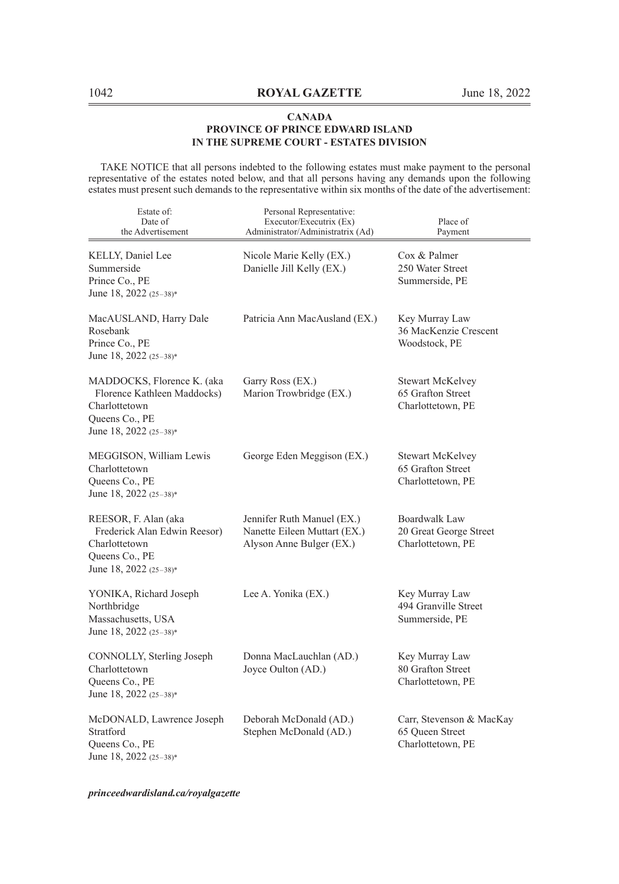**CANADA**
**PROVINCE OF PRINCE EDWARD ISLAND**
**IN THE SUPREME COURT - ESTATES DIVISION**

TAKE NOTICE that all persons indebted to the following estates must make payment to the personal representative of the estates noted below, and that all persons having any demands upon the following estates must present such demands to the representative within six months of the date of the advertisement:

| Estate of: Date of the Advertisement | Personal Representative: Executor/Executrix (Ex) Administrator/Administratrix (Ad) | Place of Payment |
|---|---|---|
| KELLY, Daniel Lee<br>Summerside<br>Prince Co., PE<br>June 18, 2022 (25–38)* | Nicole Marie Kelly (EX.)<br>Danielle Jill Kelly (EX.) | Cox & Palmer<br>250 Water Street<br>Summerside, PE |
| MacAUSLAND, Harry Dale<br>Rosebank<br>Prince Co., PE<br>June 18, 2022 (25–38)* | Patricia Ann MacAusland (EX.) | Key Murray Law<br>36 MacKenzie Crescent<br>Woodstock, PE |
| MADDOCKS, Florence K. (aka Florence Kathleen Maddocks)<br>Charlottetown<br>Queens Co., PE<br>June 18, 2022 (25–38)* | Garry Ross (EX.)<br>Marion Trowbridge (EX.) | Stewart McKelvey<br>65 Grafton Street<br>Charlottetown, PE |
| MEGGISON, William Lewis<br>Charlottetown<br>Queens Co., PE<br>June 18, 2022 (25–38)* | George Eden Meggison (EX.) | Stewart McKelvey<br>65 Grafton Street<br>Charlottetown, PE |
| REESOR, F. Alan (aka Frederick Alan Edwin Reesor)<br>Charlottetown<br>Queens Co., PE<br>June 18, 2022 (25–38)* | Jennifer Ruth Manuel (EX.)<br>Nanette Eileen Muttart (EX.)<br>Alyson Anne Bulger (EX.) | Boardwalk Law<br>20 Great George Street<br>Charlottetown, PE |
| YONIKA, Richard Joseph<br>Northbridge<br>Massachusetts, USA<br>June 18, 2022 (25–38)* | Lee A. Yonika (EX.) | Key Murray Law<br>494 Granville Street<br>Summerside, PE |
| CONNOLLY, Sterling Joseph<br>Charlottetown<br>Queens Co., PE<br>June 18, 2022 (25–38)* | Donna MacLauchlan (AD.)<br>Joyce Oulton (AD.) | Key Murray Law<br>80 Grafton Street<br>Charlottetown, PE |
| McDONALD, Lawrence Joseph<br>Stratford<br>Queens Co., PE<br>June 18, 2022 (25–38)* | Deborah McDonald (AD.)<br>Stephen McDonald (AD.) | Carr, Stevenson & MacKay<br>65 Queen Street<br>Charlottetown, PE |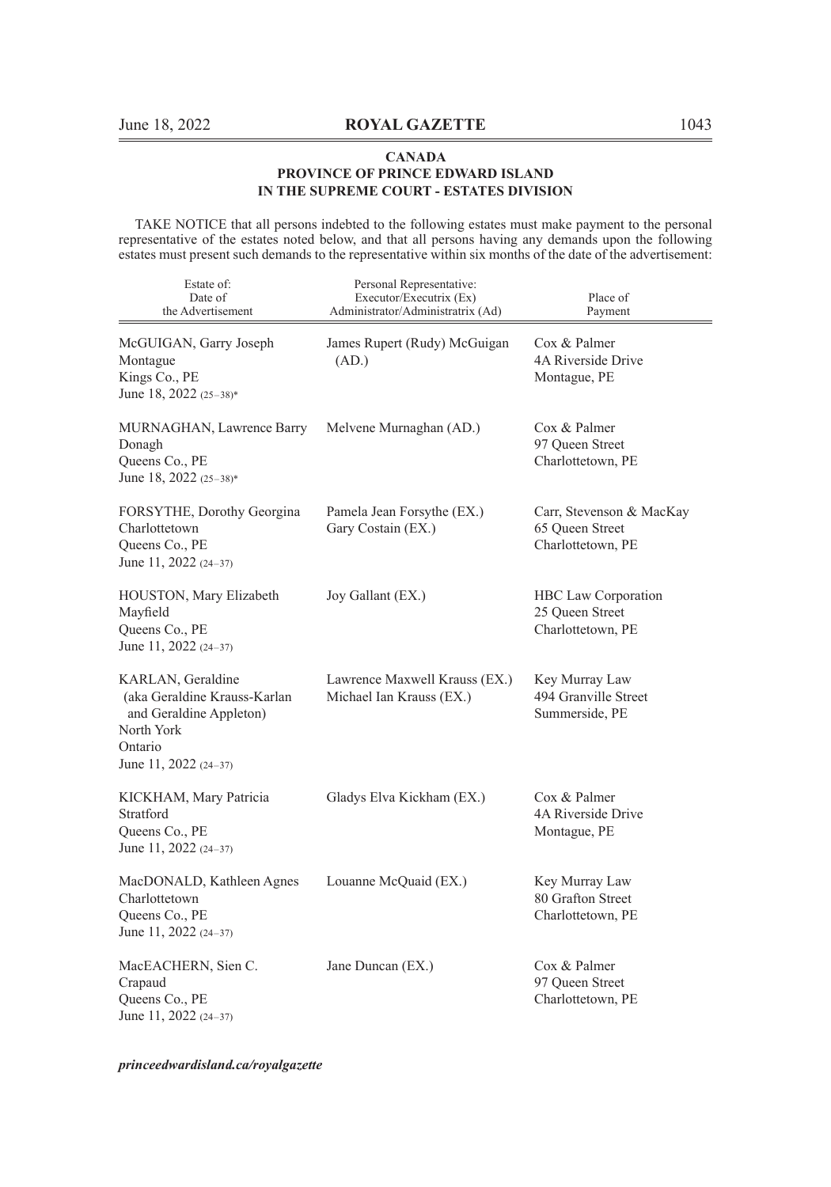**CANADA**
**PROVINCE OF PRINCE EDWARD ISLAND**
**IN THE SUPREME COURT - ESTATES DIVISION**

TAKE NOTICE that all persons indebted to the following estates must make payment to the personal representative of the estates noted below, and that all persons having any demands upon the following estates must present such demands to the representative within six months of the date of the advertisement:

| Estate of: Date of the Advertisement | Personal Representative: Executor/Executrix (Ex) Administrator/Administratrix (Ad) | Place of Payment |
|---|---|---|
| McGUIGAN, Garry Joseph<br>Montague<br>Kings Co., PE<br>June 18, 2022 (25–38)* | James Rupert (Rudy) McGuigan (AD.) | Cox & Palmer<br>4A Riverside Drive<br>Montague, PE |
| MURNAGHAN, Lawrence Barry<br>Donagh<br>Queens Co., PE<br>June 18, 2022 (25–38)* | Melvene Murnaghan (AD.) | Cox & Palmer<br>97 Queen Street<br>Charlottetown, PE |
| FORSYTHE, Dorothy Georgina<br>Charlottetown<br>Queens Co., PE<br>June 11, 2022 (24–37) | Pamela Jean Forsythe (EX.)<br>Gary Costain (EX.) | Carr, Stevenson & MacKay<br>65 Queen Street<br>Charlottetown, PE |
| HOUSTON, Mary Elizabeth<br>Mayfield<br>Queens Co., PE<br>June 11, 2022 (24–37) | Joy Gallant (EX.) | HBC Law Corporation<br>25 Queen Street<br>Charlottetown, PE |
| KARLAN, Geraldine<br>(aka Geraldine Krauss-Karlan and Geraldine Appleton)<br>North York<br>Ontario<br>June 11, 2022 (24–37) | Lawrence Maxwell Krauss (EX.)<br>Michael Ian Krauss (EX.) | Key Murray Law<br>494 Granville Street<br>Summerside, PE |
| KICKHAM, Mary Patricia<br>Stratford<br>Queens Co., PE<br>June 11, 2022 (24–37) | Gladys Elva Kickham (EX.) | Cox & Palmer<br>4A Riverside Drive<br>Montague, PE |
| MacDONALD, Kathleen Agnes<br>Charlottetown<br>Queens Co., PE<br>June 11, 2022 (24–37) | Louanne McQuaid (EX.) | Key Murray Law<br>80 Grafton Street<br>Charlottetown, PE |
| MacEACHERN, Sien C.<br>Crapaud<br>Queens Co., PE<br>June 11, 2022 (24–37) | Jane Duncan (EX.) | Cox & Palmer<br>97 Queen Street<br>Charlottetown, PE |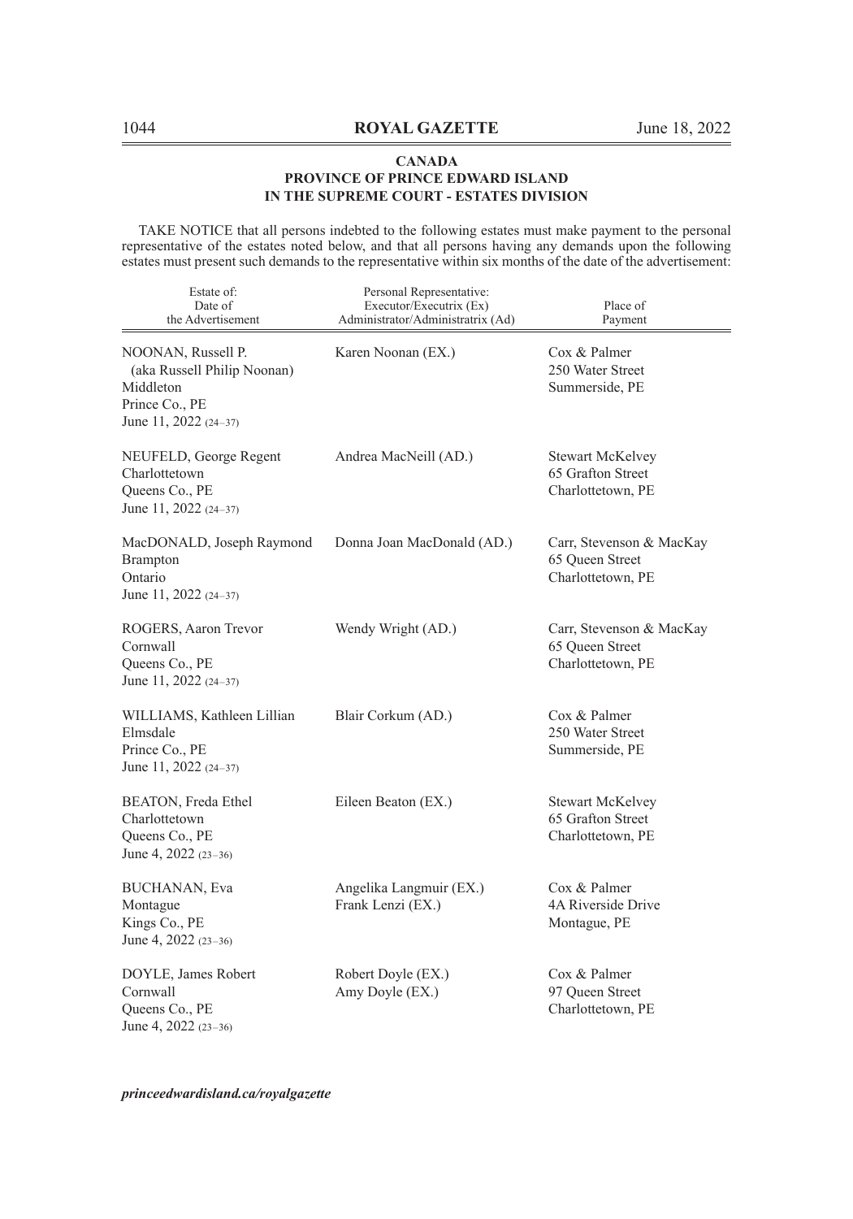**CANADA**
**PROVINCE OF PRINCE EDWARD ISLAND**
**IN THE SUPREME COURT - ESTATES DIVISION**

TAKE NOTICE that all persons indebted to the following estates must make payment to the personal representative of the estates noted below, and that all persons having any demands upon the following estates must present such demands to the representative within six months of the date of the advertisement:

| Estate of: Date of the Advertisement | Personal Representative: Executor/Executrix (Ex) Administrator/Administratrix (Ad) | Place of Payment |
|---|---|---|
| NOONAN, Russell P. (aka Russell Philip Noonan) Middleton Prince Co., PE June 11, 2022 (24–37) | Karen Noonan (EX.) | Cox & Palmer 250 Water Street Summerside, PE |
| NEUFELD, George Regent Charlottetown Queens Co., PE June 11, 2022 (24–37) | Andrea MacNeill (AD.) | Stewart McKelvey 65 Grafton Street Charlottetown, PE |
| MacDONALD, Joseph Raymond Brampton Ontario June 11, 2022 (24–37) | Donna Joan MacDonald (AD.) | Carr, Stevenson & MacKay 65 Queen Street Charlottetown, PE |
| ROGERS, Aaron Trevor Cornwall Queens Co., PE June 11, 2022 (24–37) | Wendy Wright (AD.) | Carr, Stevenson & MacKay 65 Queen Street Charlottetown, PE |
| WILLIAMS, Kathleen Lillian Elmsdale Prince Co., PE June 11, 2022 (24–37) | Blair Corkum (AD.) | Cox & Palmer 250 Water Street Summerside, PE |
| BEATON, Freda Ethel Charlottetown Queens Co., PE June 4, 2022 (23–36) | Eileen Beaton (EX.) | Stewart McKelvey 65 Grafton Street Charlottetown, PE |
| BUCHANAN, Eva Montague Kings Co., PE June 4, 2022 (23–36) | Angelika Langmuir (EX.) Frank Lenzi (EX.) | Cox & Palmer 4A Riverside Drive Montague, PE |
| DOYLE, James Robert Cornwall Queens Co., PE June 4, 2022 (23–36) | Robert Doyle (EX.) Amy Doyle (EX.) | Cox & Palmer 97 Queen Street Charlottetown, PE |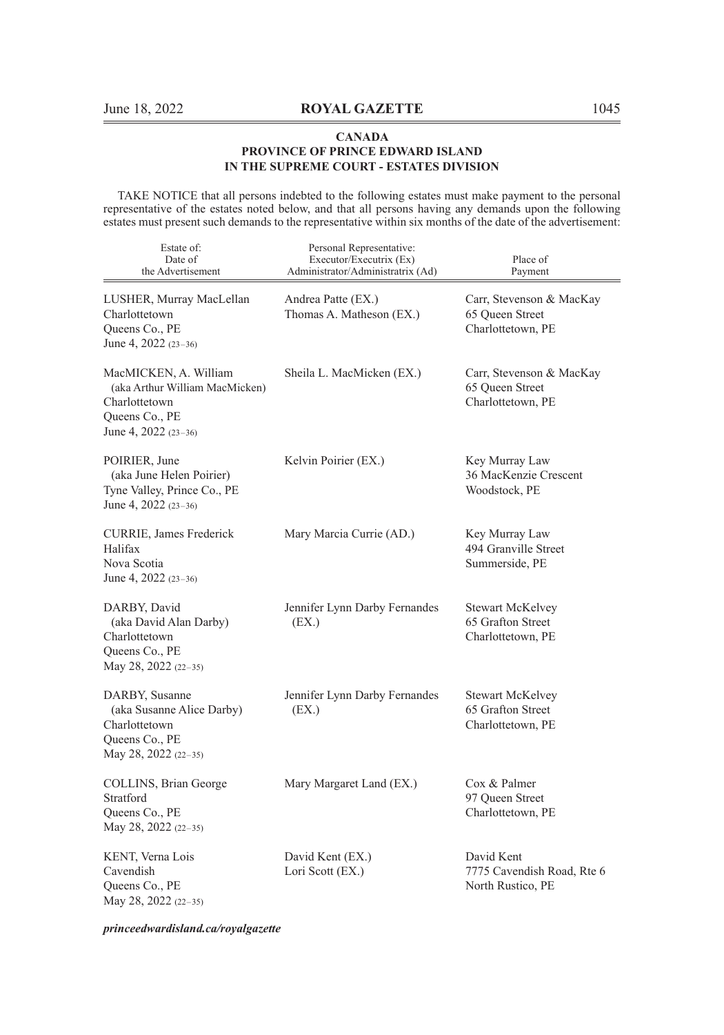**CANADA**
**PROVINCE OF PRINCE EDWARD ISLAND**
**IN THE SUPREME COURT - ESTATES DIVISION**

TAKE NOTICE that all persons indebted to the following estates must make payment to the personal representative of the estates noted below, and that all persons having any demands upon the following estates must present such demands to the representative within six months of the date of the advertisement:

| Estate of: Date of the Advertisement | Personal Representative: Executor/Executrix (Ex) Administrator/Administratrix (Ad) | Place of Payment |
|---|---|---|
| LUSHER, Murray MacLellan<br>Charlottetown<br>Queens Co., PE<br>June 4, 2022 (23–36) | Andrea Patte (EX.)<br>Thomas A. Matheson (EX.) | Carr, Stevenson & MacKay<br>65 Queen Street<br>Charlottetown, PE |
| MacMICKEN, A. William<br>(aka Arthur William MacMicken)<br>Charlottetown<br>Queens Co., PE<br>June 4, 2022 (23–36) | Sheila L. MacMicken (EX.) | Carr, Stevenson & MacKay<br>65 Queen Street<br>Charlottetown, PE |
| POIRIER, June<br>(aka June Helen Poirier)<br>Tyne Valley, Prince Co., PE<br>June 4, 2022 (23–36) | Kelvin Poirier (EX.) | Key Murray Law<br>36 MacKenzie Crescent<br>Woodstock, PE |
| CURRIE, James Frederick<br>Halifax<br>Nova Scotia<br>June 4, 2022 (23–36) | Mary Marcia Currie (AD.) | Key Murray Law<br>494 Granville Street<br>Summerside, PE |
| DARBY, David<br>(aka David Alan Darby)<br>Charlottetown<br>Queens Co., PE<br>May 28, 2022 (22–35) | Jennifer Lynn Darby Fernandes (EX.) | Stewart McKelvey<br>65 Grafton Street<br>Charlottetown, PE |
| DARBY, Susanne<br>(aka Susanne Alice Darby)<br>Charlottetown<br>Queens Co., PE<br>May 28, 2022 (22–35) | Jennifer Lynn Darby Fernandes (EX.) | Stewart McKelvey<br>65 Grafton Street<br>Charlottetown, PE |
| COLLINS, Brian George<br>Stratford<br>Queens Co., PE<br>May 28, 2022 (22–35) | Mary Margaret Land (EX.) | Cox & Palmer<br>97 Queen Street<br>Charlottetown, PE |
| KENT, Verna Lois<br>Cavendish<br>Queens Co., PE<br>May 28, 2022 (22–35) | David Kent (EX.)<br>Lori Scott (EX.) | David Kent<br>7775 Cavendish Road, Rte 6<br>North Rustico, PE |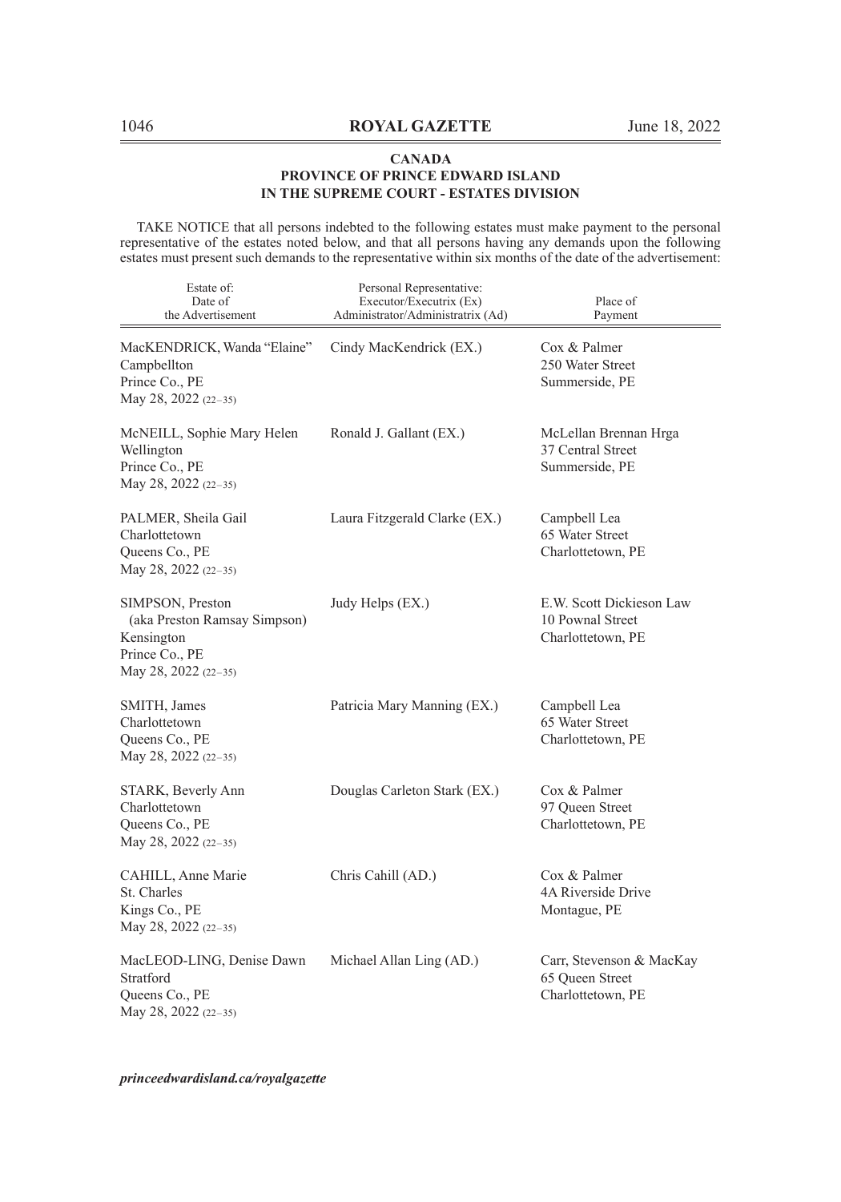**CANADA**
**PROVINCE OF PRINCE EDWARD ISLAND**
**IN THE SUPREME COURT - ESTATES DIVISION**

TAKE NOTICE that all persons indebted to the following estates must make payment to the personal representative of the estates noted below, and that all persons having any demands upon the following estates must present such demands to the representative within six months of the date of the advertisement:

| Estate of: Date of the Advertisement | Personal Representative: Executor/Executrix (Ex) Administrator/Administratrix (Ad) | Place of Payment |
|---|---|---|
| MacKENDRICK, Wanda "Elaine" Campbellton Prince Co., PE May 28, 2022 (22–35) | Cindy MacKendrick (EX.) | Cox & Palmer 250 Water Street Summerside, PE |
| McNEILL, Sophie Mary Helen Wellington Prince Co., PE May 28, 2022 (22–35) | Ronald J. Gallant (EX.) | McLellan Brennan Hrga 37 Central Street Summerside, PE |
| PALMER, Sheila Gail Charlottetown Queens Co., PE May 28, 2022 (22–35) | Laura Fitzgerald Clarke (EX.) | Campbell Lea 65 Water Street Charlottetown, PE |
| SIMPSON, Preston (aka Preston Ramsay Simpson) Kensington Prince Co., PE May 28, 2022 (22–35) | Judy Helps (EX.) | E.W. Scott Dickieson Law 10 Pownal Street Charlottetown, PE |
| SMITH, James Charlottetown Queens Co., PE May 28, 2022 (22–35) | Patricia Mary Manning (EX.) | Campbell Lea 65 Water Street Charlottetown, PE |
| STARK, Beverly Ann Charlottetown Queens Co., PE May 28, 2022 (22–35) | Douglas Carleton Stark (EX.) | Cox & Palmer 97 Queen Street Charlottetown, PE |
| CAHILL, Anne Marie St. Charles Kings Co., PE May 28, 2022 (22–35) | Chris Cahill (AD.) | Cox & Palmer 4A Riverside Drive Montague, PE |
| MacLEOD-LING, Denise Dawn Stratford Queens Co., PE May 28, 2022 (22–35) | Michael Allan Ling (AD.) | Carr, Stevenson & MacKay 65 Queen Street Charlottetown, PE |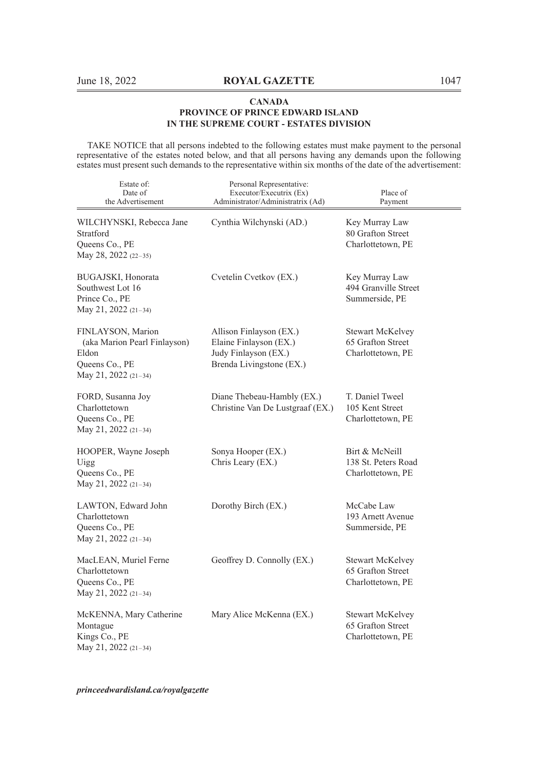**CANADA**
**PROVINCE OF PRINCE EDWARD ISLAND**
**IN THE SUPREME COURT - ESTATES DIVISION**

TAKE NOTICE that all persons indebted to the following estates must make payment to the personal representative of the estates noted below, and that all persons having any demands upon the following estates must present such demands to the representative within six months of the date of the advertisement:

| Estate of: Date of the Advertisement | Personal Representative: Executor/Executrix (Ex) Administrator/Administratrix (Ad) | Place of Payment |
|---|---|---|
| WILCHYNSKI, Rebecca Jane<br>Stratford<br>Queens Co., PE<br>May 28, 2022 (22–35) | Cynthia Wilchynski (AD.) | Key Murray Law<br>80 Grafton Street<br>Charlottetown, PE |
| BUGAJSKI, Honorata<br>Southwest Lot 16<br>Prince Co., PE<br>May 21, 2022 (21–34) | Cvetelin Cvetkov (EX.) | Key Murray Law<br>494 Granville Street<br>Summerside, PE |
| FINLAYSON, Marion<br>(aka Marion Pearl Finlayson)<br>Eldon<br>Queens Co., PE<br>May 21, 2022 (21–34) | Allison Finlayson (EX.)<br>Elaine Finlayson (EX.)<br>Judy Finlayson (EX.)<br>Brenda Livingstone (EX.) | Stewart McKelvey<br>65 Grafton Street<br>Charlottetown, PE |
| FORD, Susanna Joy<br>Charlottetown<br>Queens Co., PE<br>May 21, 2022 (21–34) | Diane Thebeau-Hambly (EX.)<br>Christine Van De Lustgraaf (EX.) | T. Daniel Tweel<br>105 Kent Street<br>Charlottetown, PE |
| HOOPER, Wayne Joseph<br>Uigg<br>Queens Co., PE<br>May 21, 2022 (21–34) | Sonya Hooper (EX.)<br>Chris Leary (EX.) | Birt & McNeill<br>138 St. Peters Road<br>Charlottetown, PE |
| LAWTON, Edward John<br>Charlottetown<br>Queens Co., PE<br>May 21, 2022 (21–34) | Dorothy Birch (EX.) | McCabe Law<br>193 Arnett Avenue<br>Summerside, PE |
| MacLEAN, Muriel Ferne<br>Charlottetown<br>Queens Co., PE<br>May 21, 2022 (21–34) | Geoffrey D. Connolly (EX.) | Stewart McKelvey<br>65 Grafton Street<br>Charlottetown, PE |
| McKENNA, Mary Catherine<br>Montague<br>Kings Co., PE<br>May 21, 2022 (21–34) | Mary Alice McKenna (EX.) | Stewart McKelvey<br>65 Grafton Street<br>Charlottetown, PE |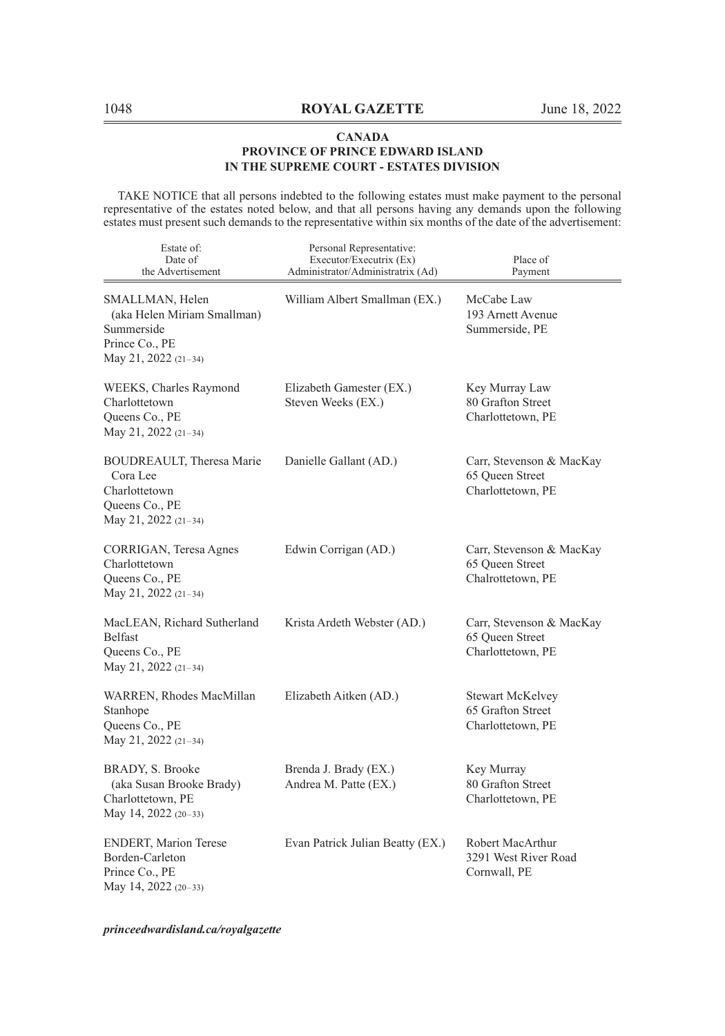**CANADA**
**PROVINCE OF PRINCE EDWARD ISLAND**
**IN THE SUPREME COURT - ESTATES DIVISION**

TAKE NOTICE that all persons indebted to the following estates must make payment to the personal representative of the estates noted below, and that all persons having any demands upon the following estates must present such demands to the representative within six months of the date of the advertisement:

| Estate of: Date of the Advertisement | Personal Representative: Executor/Executrix (Ex) Administrator/Administratrix (Ad) | Place of Payment |
|---|---|---|
| SMALLMAN, Helen (aka Helen Miriam Smallman) Summerside Prince Co., PE May 21, 2022 (21–34) | William Albert Smallman (EX.) | McCabe Law 193 Arnett Avenue Summerside, PE |
| WEEKS, Charles Raymond Charlottetown Queens Co., PE May 21, 2022 (21–34) | Elizabeth Gamester (EX.) Steven Weeks (EX.) | Key Murray Law 80 Grafton Street Charlottetown, PE |
| BOUDREAULT, Theresa Marie Cora Lee Charlottetown Queens Co., PE May 21, 2022 (21–34) | Danielle Gallant (AD.) | Carr, Stevenson & MacKay 65 Queen Street Charlottetown, PE |
| CORRIGAN, Teresa Agnes Charlottetown Queens Co., PE May 21, 2022 (21–34) | Edwin Corrigan (AD.) | Carr, Stevenson & MacKay 65 Queen Street Chalrottetown, PE |
| MacLEAN, Richard Sutherland Belfast Queens Co., PE May 21, 2022 (21–34) | Krista Ardeth Webster (AD.) | Carr, Stevenson & MacKay 65 Queen Street Charlottetown, PE |
| WARREN, Rhodes MacMillan Stanhope Queens Co., PE May 21, 2022 (21–34) | Elizabeth Aitken (AD.) | Stewart McKelvey 65 Grafton Street Charlottetown, PE |
| BRADY, S. Brooke (aka Susan Brooke Brady) Charlottetown, PE May 14, 2022 (20–33) | Brenda J. Brady (EX.) Andrea M. Patte (EX.) | Key Murray 80 Grafton Street Charlottetown, PE |
| ENDERT, Marion Terese Borden-Carleton Prince Co., PE May 14, 2022 (20–33) | Evan Patrick Julian Beatty (EX.) | Robert MacArthur 3291 West River Road Cornwall, PE |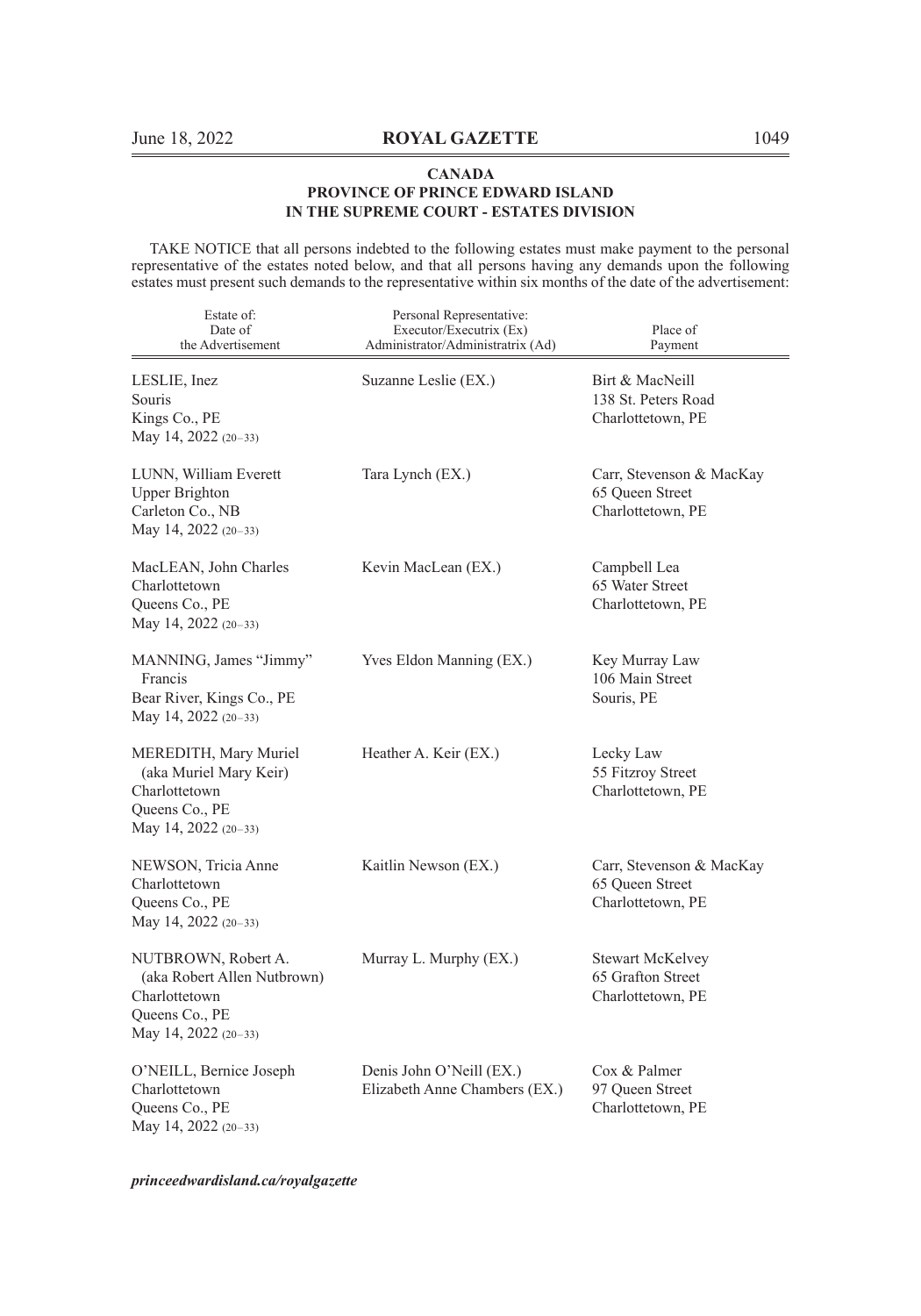**CANADA**
**PROVINCE OF PRINCE EDWARD ISLAND**
**IN THE SUPREME COURT - ESTATES DIVISION**

TAKE NOTICE that all persons indebted to the following estates must make payment to the personal representative of the estates noted below, and that all persons having any demands upon the following estates must present such demands to the representative within six months of the date of the advertisement:

| Estate of: Date of the Advertisement | Personal Representative: Executor/Executrix (Ex) Administrator/Administratrix (Ad) | Place of Payment |
|---|---|---|
| LESLIE, Inez<br>Souris<br>Kings Co., PE<br>May 14, 2022 (20–33) | Suzanne Leslie (EX.) | Birt & MacNeill<br>138 St. Peters Road<br>Charlottetown, PE |
| LUNN, William Everett<br>Upper Brighton<br>Carleton Co., NB<br>May 14, 2022 (20–33) | Tara Lynch (EX.) | Carr, Stevenson & MacKay<br>65 Queen Street<br>Charlottetown, PE |
| MacLEAN, John Charles<br>Charlottetown<br>Queens Co., PE<br>May 14, 2022 (20–33) | Kevin MacLean (EX.) | Campbell Lea<br>65 Water Street<br>Charlottetown, PE |
| MANNING, James "Jimmy" Francis<br>Bear River, Kings Co., PE<br>May 14, 2022 (20–33) | Yves Eldon Manning (EX.) | Key Murray Law<br>106 Main Street<br>Souris, PE |
| MEREDITH, Mary Muriel (aka Muriel Mary Keir)<br>Charlottetown<br>Queens Co., PE<br>May 14, 2022 (20–33) | Heather A. Keir (EX.) | Lecky Law<br>55 Fitzroy Street<br>Charlottetown, PE |
| NEWSON, Tricia Anne<br>Charlottetown<br>Queens Co., PE<br>May 14, 2022 (20–33) | Kaitlin Newson (EX.) | Carr, Stevenson & MacKay<br>65 Queen Street<br>Charlottetown, PE |
| NUTBROWN, Robert A. (aka Robert Allen Nutbrown)<br>Charlottetown<br>Queens Co., PE<br>May 14, 2022 (20–33) | Murray L. Murphy (EX.) | Stewart McKelvey<br>65 Grafton Street<br>Charlottetown, PE |
| O'NEILL, Bernice Joseph<br>Charlottetown<br>Queens Co., PE<br>May 14, 2022 (20–33) | Denis John O'Neill (EX.)<br>Elizabeth Anne Chambers (EX.) | Cox & Palmer<br>97 Queen Street<br>Charlottetown, PE |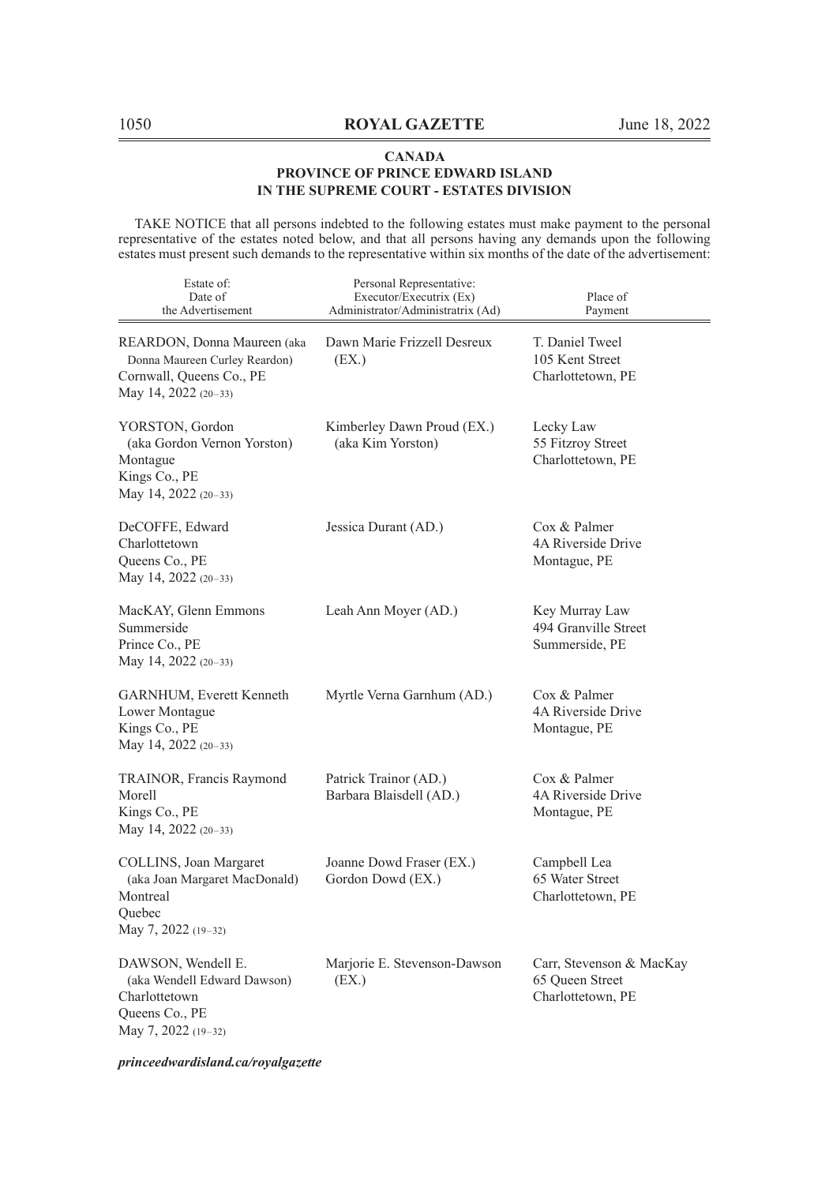**CANADA**
**PROVINCE OF PRINCE EDWARD ISLAND**
**IN THE SUPREME COURT - ESTATES DIVISION**

TAKE NOTICE that all persons indebted to the following estates must make payment to the personal representative of the estates noted below, and that all persons having any demands upon the following estates must present such demands to the representative within six months of the date of the advertisement:

| Estate of: Date of the Advertisement | Personal Representative: Executor/Executrix (Ex) Administrator/Administratrix (Ad) | Place of Payment |
|---|---|---|
| REARDON, Donna Maureen (aka Donna Maureen Curley Reardon) Cornwall, Queens Co., PE May 14, 2022 (20–33) | Dawn Marie Frizzell Desreux (EX.) | T. Daniel Tweel 105 Kent Street Charlottetown, PE |
| YORSTON, Gordon (aka Gordon Vernon Yorston) Montague Kings Co., PE May 14, 2022 (20–33) | Kimberley Dawn Proud (EX.) (aka Kim Yorston) | Lecky Law 55 Fitzroy Street Charlottetown, PE |
| DeCOFFE, Edward Charlottetown Queens Co., PE May 14, 2022 (20–33) | Jessica Durant (AD.) | Cox & Palmer 4A Riverside Drive Montague, PE |
| MacKAY, Glenn Emmons Summerside Prince Co., PE May 14, 2022 (20–33) | Leah Ann Moyer (AD.) | Key Murray Law 494 Granville Street Summerside, PE |
| GARNHUM, Everett Kenneth Lower Montague Kings Co., PE May 14, 2022 (20–33) | Myrtle Verna Garnhum (AD.) | Cox & Palmer 4A Riverside Drive Montague, PE |
| TRAINOR, Francis Raymond Morell Kings Co., PE May 14, 2022 (20–33) | Patrick Trainor (AD.) Barbara Blaisdell (AD.) | Cox & Palmer 4A Riverside Drive Montague, PE |
| COLLINS, Joan Margaret (aka Joan Margaret MacDonald) Montreal Quebec May 7, 2022 (19–32) | Joanne Dowd Fraser (EX.) Gordon Dowd (EX.) | Campbell Lea 65 Water Street Charlottetown, PE |
| DAWSON, Wendell E. (aka Wendell Edward Dawson) Charlottetown Queens Co., PE May 7, 2022 (19–32) | Marjorie E. Stevenson-Dawson (EX.) | Carr, Stevenson & MacKay 65 Queen Street Charlottetown, PE |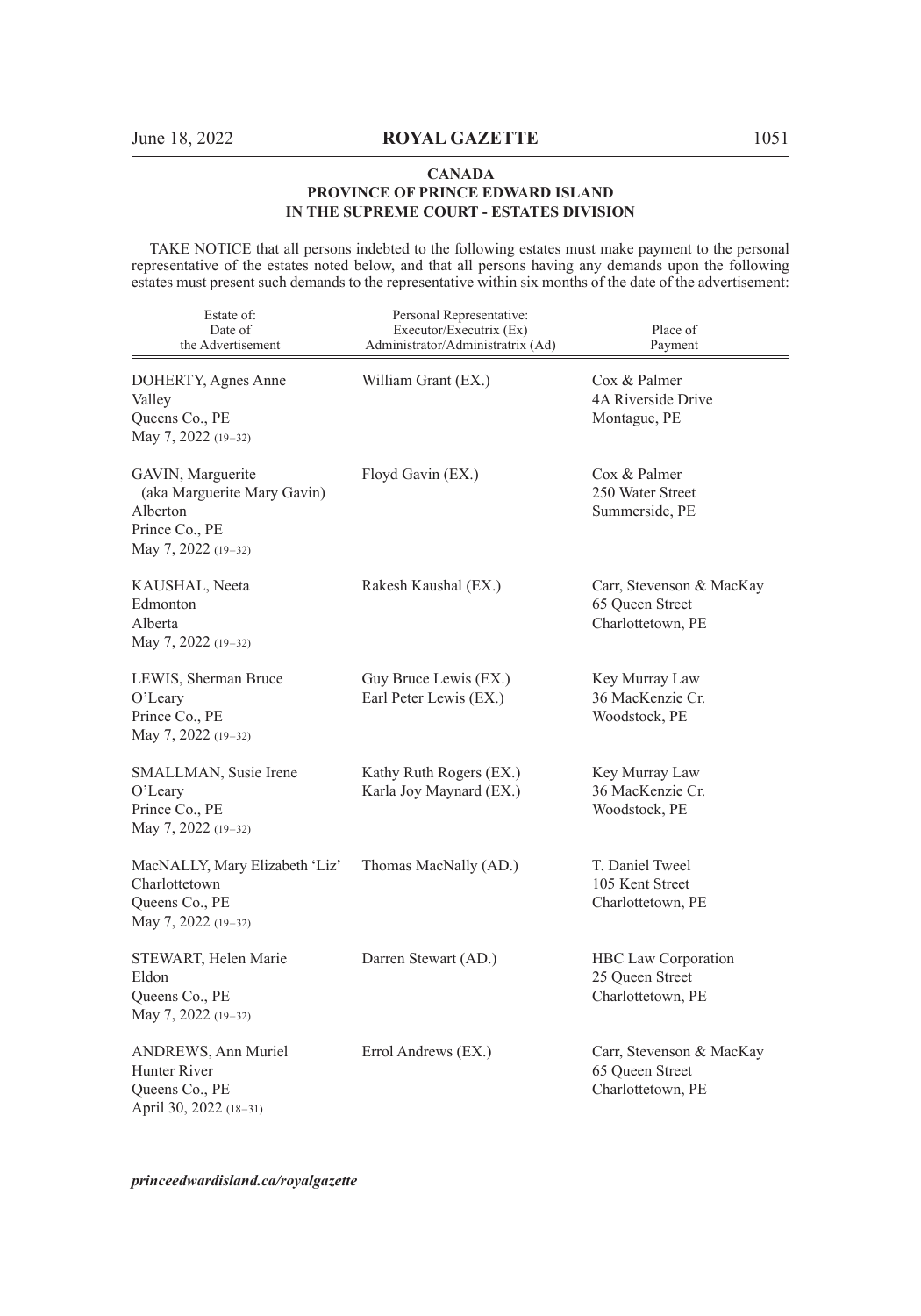**CANADA**
**PROVINCE OF PRINCE EDWARD ISLAND**
**IN THE SUPREME COURT - ESTATES DIVISION**

TAKE NOTICE that all persons indebted to the following estates must make payment to the personal representative of the estates noted below, and that all persons having any demands upon the following estates must present such demands to the representative within six months of the date of the advertisement:

| Estate of: Date of the Advertisement | Personal Representative: Executor/Executrix (Ex) Administrator/Administratrix (Ad) | Place of Payment |
|---|---|---|
| DOHERTY, Agnes Anne<br>Valley<br>Queens Co., PE<br>May 7, 2022 (19–32) | William Grant (EX.) | Cox & Palmer<br>4A Riverside Drive<br>Montague, PE |
| GAVIN, Marguerite<br>(aka Marguerite Mary Gavin)<br>Alberton<br>Prince Co., PE<br>May 7, 2022 (19–32) | Floyd Gavin (EX.) | Cox & Palmer<br>250 Water Street<br>Summerside, PE |
| KAUSHAL, Neeta<br>Edmonton<br>Alberta<br>May 7, 2022 (19–32) | Rakesh Kaushal (EX.) | Carr, Stevenson & MacKay<br>65 Queen Street<br>Charlottetown, PE |
| LEWIS, Sherman Bruce<br>O'Leary<br>Prince Co., PE<br>May 7, 2022 (19–32) | Guy Bruce Lewis (EX.)<br>Earl Peter Lewis (EX.) | Key Murray Law<br>36 MacKenzie Cr.<br>Woodstock, PE |
| SMALLMAN, Susie Irene<br>O'Leary<br>Prince Co., PE<br>May 7, 2022 (19–32) | Kathy Ruth Rogers (EX.)<br>Karla Joy Maynard (EX.) | Key Murray Law<br>36 MacKenzie Cr.<br>Woodstock, PE |
| MacNALLY, Mary Elizabeth 'Liz'<br>Charlottetown<br>Queens Co., PE<br>May 7, 2022 (19–32) | Thomas MacNally (AD.) | T. Daniel Tweel<br>105 Kent Street<br>Charlottetown, PE |
| STEWART, Helen Marie<br>Eldon<br>Queens Co., PE<br>May 7, 2022 (19–32) | Darren Stewart (AD.) | HBC Law Corporation<br>25 Queen Street<br>Charlottetown, PE |
| ANDREWS, Ann Muriel<br>Hunter River<br>Queens Co., PE<br>April 30, 2022 (18–31) | Errol Andrews (EX.) | Carr, Stevenson & MacKay<br>65 Queen Street<br>Charlottetown, PE |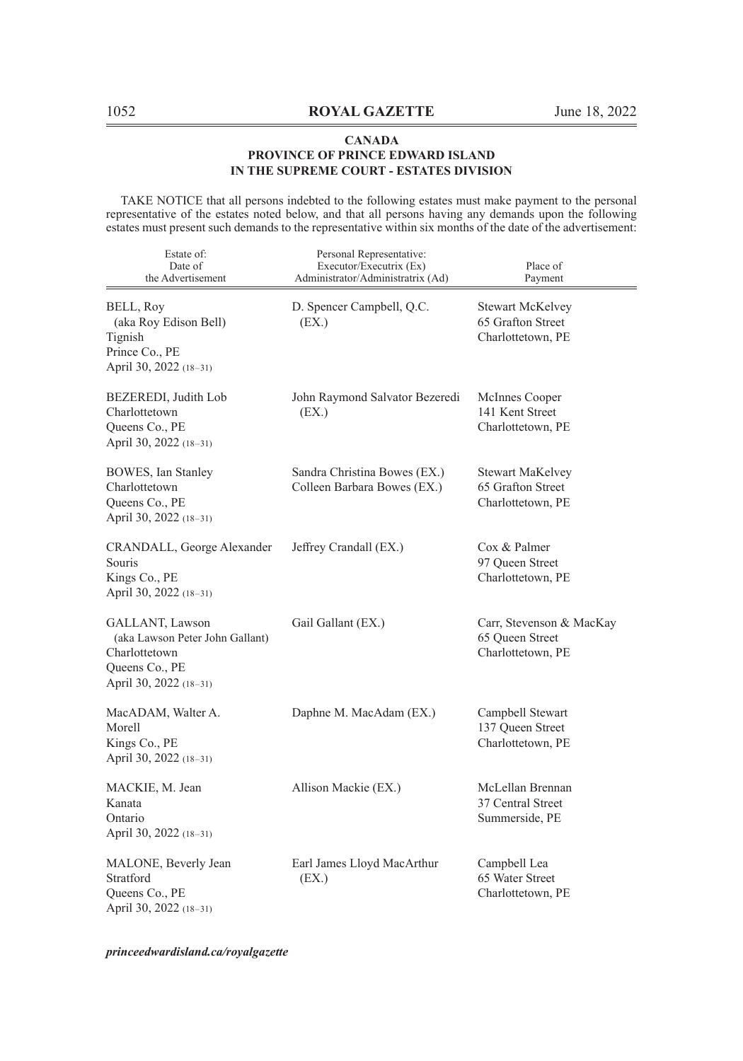**CANADA**
**PROVINCE OF PRINCE EDWARD ISLAND**
**IN THE SUPREME COURT - ESTATES DIVISION**

TAKE NOTICE that all persons indebted to the following estates must make payment to the personal representative of the estates noted below, and that all persons having any demands upon the following estates must present such demands to the representative within six months of the date of the advertisement:

| Estate of: Date of the Advertisement | Personal Representative: Executor/Executrix (Ex) Administrator/Administratrix (Ad) | Place of Payment |
|---|---|---|
| BELL, Roy (aka Roy Edison Bell) Tignish Prince Co., PE April 30, 2022 (18–31) | D. Spencer Campbell, Q.C. (EX.) | Stewart McKelvey 65 Grafton Street Charlottetown, PE |
| BEZEREDI, Judith Lob Charlottetown Queens Co., PE April 30, 2022 (18–31) | John Raymond Salvator Bezeredi (EX.) | McInnes Cooper 141 Kent Street Charlottetown, PE |
| BOWES, Ian Stanley Charlottetown Queens Co., PE April 30, 2022 (18–31) | Sandra Christina Bowes (EX.) Colleen Barbara Bowes (EX.) | Stewart MaKelvey 65 Grafton Street Charlottetown, PE |
| CRANDALL, George Alexander Souris Kings Co., PE April 30, 2022 (18–31) | Jeffrey Crandall (EX.) | Cox & Palmer 97 Queen Street Charlottetown, PE |
| GALLANT, Lawson (aka Lawson Peter John Gallant) Charlottetown Queens Co., PE April 30, 2022 (18–31) | Gail Gallant (EX.) | Carr, Stevenson & MacKay 65 Queen Street Charlottetown, PE |
| MacADAM, Walter A. Morell Kings Co., PE April 30, 2022 (18–31) | Daphne M. MacAdam (EX.) | Campbell Stewart 137 Queen Street Charlottetown, PE |
| MACKIE, M. Jean Kanata Ontario April 30, 2022 (18–31) | Allison Mackie (EX.) | McLellan Brennan 37 Central Street Summerside, PE |
| MALONE, Beverly Jean Stratford Queens Co., PE April 30, 2022 (18–31) | Earl James Lloyd MacArthur (EX.) | Campbell Lea 65 Water Street Charlottetown, PE |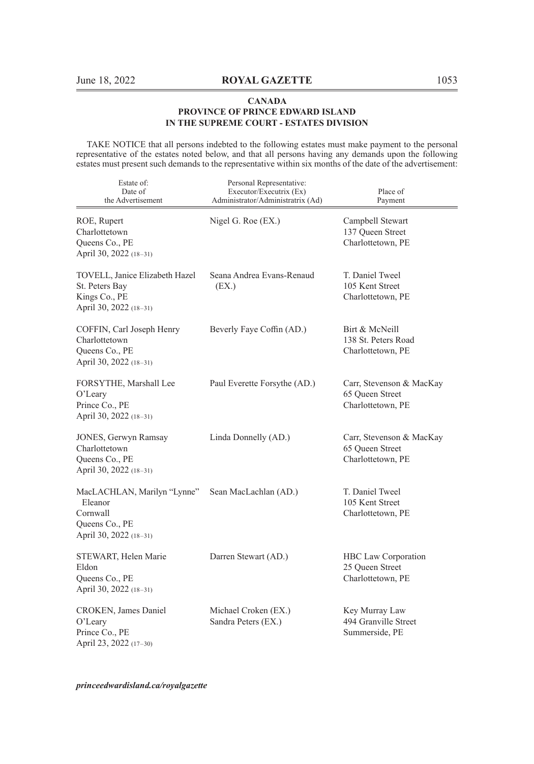**CANADA**
**PROVINCE OF PRINCE EDWARD ISLAND**
**IN THE SUPREME COURT - ESTATES DIVISION**

TAKE NOTICE that all persons indebted to the following estates must make payment to the personal representative of the estates noted below, and that all persons having any demands upon the following estates must present such demands to the representative within six months of the date of the advertisement:

| Estate of: Date of the Advertisement | Personal Representative: Executor/Executrix (Ex) Administrator/Administratrix (Ad) | Place of Payment |
|---|---|---|
| ROE, Rupert<br>Charlottetown<br>Queens Co., PE<br>April 30, 2022 (18–31) | Nigel G. Roe (EX.) | Campbell Stewart<br>137 Queen Street<br>Charlottetown, PE |
| TOVELL, Janice Elizabeth Hazel<br>St. Peters Bay<br>Kings Co., PE<br>April 30, 2022 (18–31) | Seana Andrea Evans-Renaud (EX.) | T. Daniel Tweel<br>105 Kent Street<br>Charlottetown, PE |
| COFFIN, Carl Joseph Henry<br>Charlottetown<br>Queens Co., PE<br>April 30, 2022 (18–31) | Beverly Faye Coffin (AD.) | Birt & McNeill<br>138 St. Peters Road<br>Charlottetown, PE |
| FORSYTHE, Marshall Lee<br>O'Leary<br>Prince Co., PE<br>April 30, 2022 (18–31) | Paul Everette Forsythe (AD.) | Carr, Stevenson & MacKay<br>65 Queen Street<br>Charlottetown, PE |
| JONES, Gerwyn Ramsay<br>Charlottetown<br>Queens Co., PE<br>April 30, 2022 (18–31) | Linda Donnelly (AD.) | Carr, Stevenson & MacKay<br>65 Queen Street<br>Charlottetown, PE |
| MacLACHLAN, Marilyn "Lynne" Eleanor<br>Cornwall<br>Queens Co., PE<br>April 30, 2022 (18–31) | Sean MacLachlan (AD.) | T. Daniel Tweel<br>105 Kent Street<br>Charlottetown, PE |
| STEWART, Helen Marie<br>Eldon<br>Queens Co., PE<br>April 30, 2022 (18–31) | Darren Stewart (AD.) | HBC Law Corporation<br>25 Queen Street<br>Charlottetown, PE |
| CROKEN, James Daniel<br>O'Leary<br>Prince Co., PE<br>April 23, 2022 (17–30) | Michael Croken (EX.)<br>Sandra Peters (EX.) | Key Murray Law<br>494 Granville Street<br>Summerside, PE |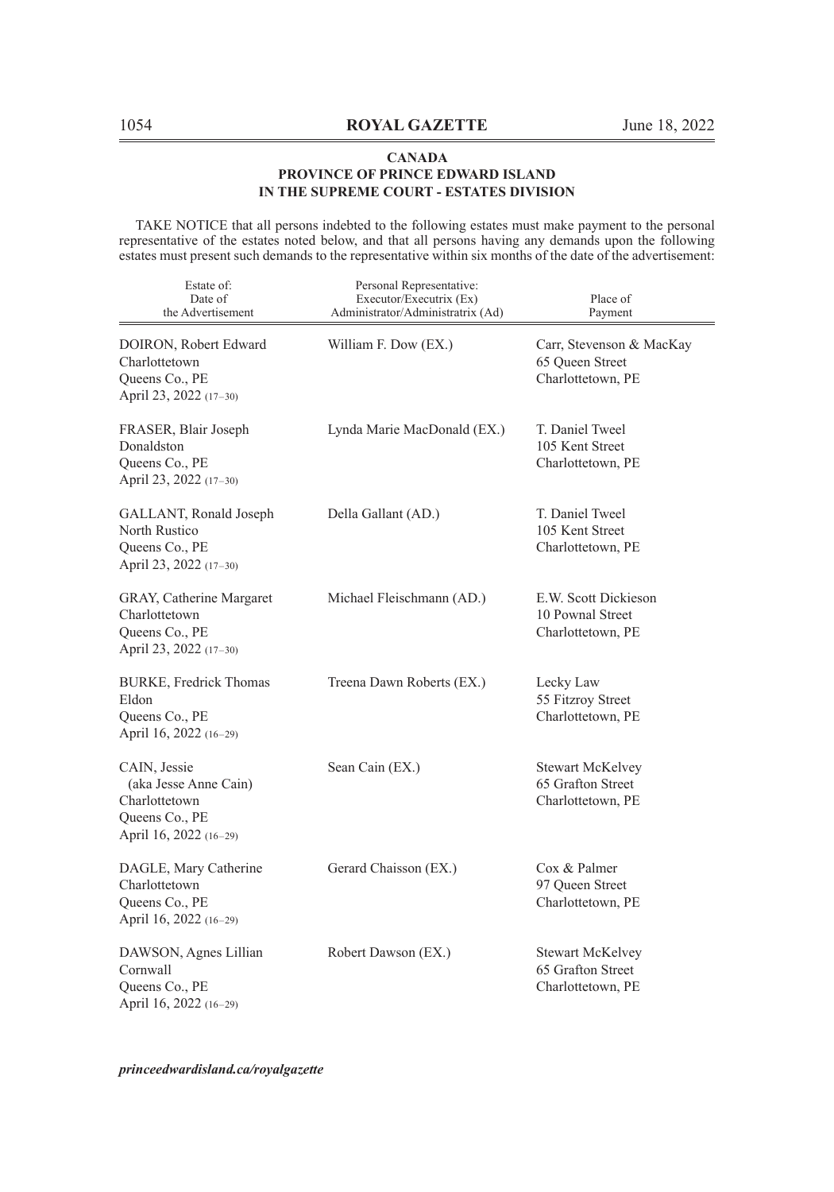**CANADA**
**PROVINCE OF PRINCE EDWARD ISLAND**
**IN THE SUPREME COURT - ESTATES DIVISION**

TAKE NOTICE that all persons indebted to the following estates must make payment to the personal representative of the estates noted below, and that all persons having any demands upon the following estates must present such demands to the representative within six months of the date of the advertisement:

| Estate of: Date of the Advertisement | Personal Representative: Executor/Executrix (Ex) Administrator/Administratrix (Ad) | Place of Payment |
|---|---|---|
| DOIRON, Robert Edward<br>Charlottetown<br>Queens Co., PE<br>April 23, 2022 (17–30) | William F. Dow (EX.) | Carr, Stevenson & MacKay<br>65 Queen Street<br>Charlottetown, PE |
| FRASER, Blair Joseph<br>Donaldston<br>Queens Co., PE<br>April 23, 2022 (17–30) | Lynda Marie MacDonald (EX.) | T. Daniel Tweel<br>105 Kent Street<br>Charlottetown, PE |
| GALLANT, Ronald Joseph<br>North Rustico<br>Queens Co., PE<br>April 23, 2022 (17–30) | Della Gallant (AD.) | T. Daniel Tweel<br>105 Kent Street<br>Charlottetown, PE |
| GRAY, Catherine Margaret<br>Charlottetown<br>Queens Co., PE<br>April 23, 2022 (17–30) | Michael Fleischmann (AD.) | E.W. Scott Dickieson<br>10 Pownal Street<br>Charlottetown, PE |
| BURKE, Fredrick Thomas<br>Eldon<br>Queens Co., PE<br>April 16, 2022 (16–29) | Treena Dawn Roberts (EX.) | Lecky Law<br>55 Fitzroy Street<br>Charlottetown, PE |
| CAIN, Jessie<br>(aka Jesse Anne Cain)<br>Charlottetown<br>Queens Co., PE<br>April 16, 2022 (16–29) | Sean Cain (EX.) | Stewart McKelvey<br>65 Grafton Street<br>Charlottetown, PE |
| DAGLE, Mary Catherine<br>Charlottetown<br>Queens Co., PE<br>April 16, 2022 (16–29) | Gerard Chaisson (EX.) | Cox & Palmer<br>97 Queen Street<br>Charlottetown, PE |
| DAWSON, Agnes Lillian<br>Cornwall<br>Queens Co., PE<br>April 16, 2022 (16–29) | Robert Dawson (EX.) | Stewart McKelvey<br>65 Grafton Street<br>Charlottetown, PE |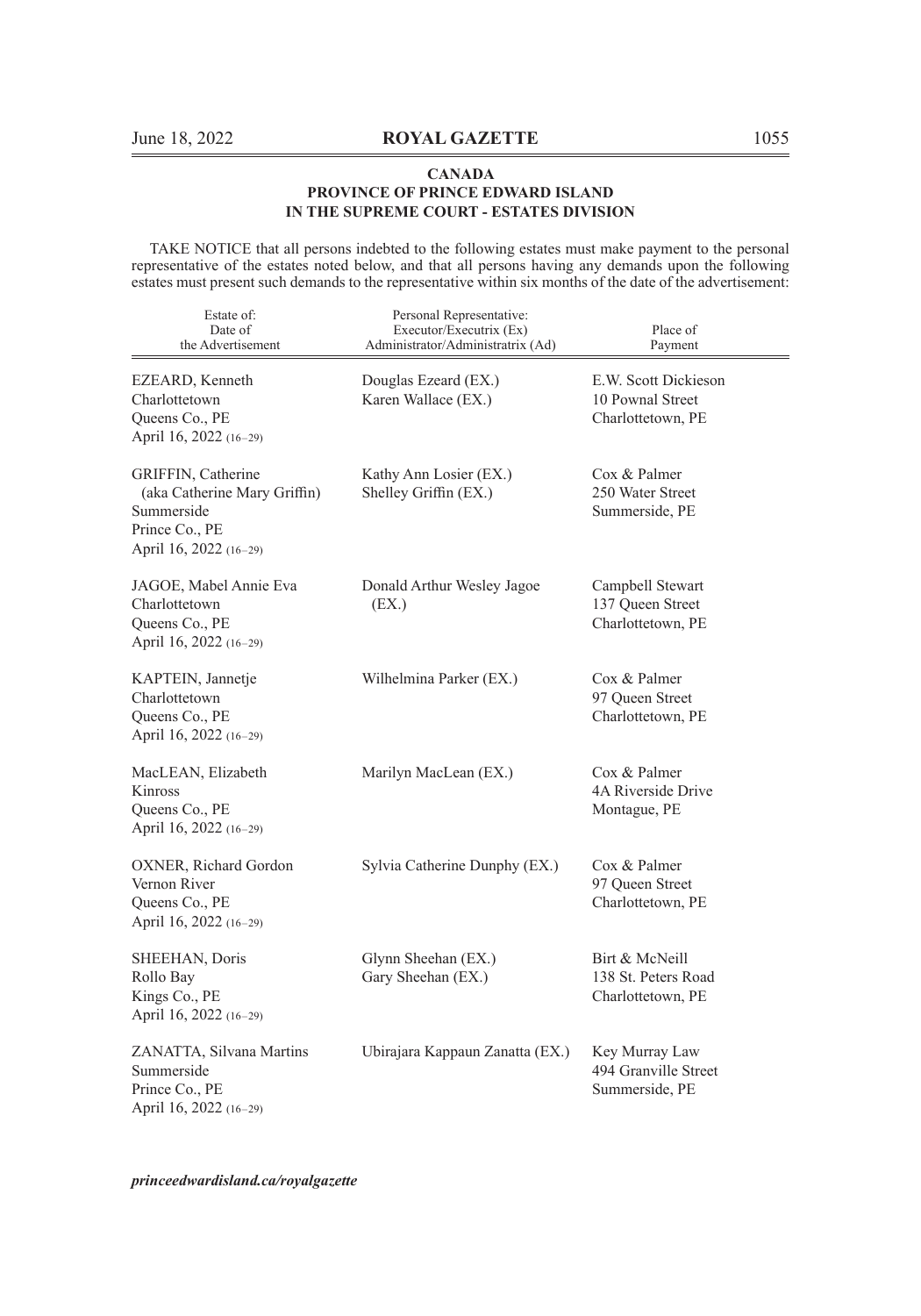**CANADA**
**PROVINCE OF PRINCE EDWARD ISLAND**
**IN THE SUPREME COURT - ESTATES DIVISION**

TAKE NOTICE that all persons indebted to the following estates must make payment to the personal representative of the estates noted below, and that all persons having any demands upon the following estates must present such demands to the representative within six months of the date of the advertisement:

| Estate of: Date of the Advertisement | Personal Representative: Executor/Executrix (Ex) Administrator/Administratrix (Ad) | Place of Payment |
|---|---|---|
| EZEARD, Kenneth<br>Charlottetown<br>Queens Co., PE<br>April 16, 2022 (16–29) | Douglas Ezeard (EX.)<br>Karen Wallace (EX.) | E.W. Scott Dickieson<br>10 Pownal Street<br>Charlottetown, PE |
| GRIFFIN, Catherine<br>(aka Catherine Mary Griffin)<br>Summerside<br>Prince Co., PE<br>April 16, 2022 (16–29) | Kathy Ann Losier (EX.)<br>Shelley Griffin (EX.) | Cox & Palmer<br>250 Water Street<br>Summerside, PE |
| JAGOE, Mabel Annie Eva<br>Charlottetown<br>Queens Co., PE<br>April 16, 2022 (16–29) | Donald Arthur Wesley Jagoe (EX.) | Campbell Stewart<br>137 Queen Street<br>Charlottetown, PE |
| KAPTEIN, Jannetje<br>Charlottetown<br>Queens Co., PE<br>April 16, 2022 (16–29) | Wilhelmina Parker (EX.) | Cox & Palmer<br>97 Queen Street<br>Charlottetown, PE |
| MacLEAN, Elizabeth<br>Kinross<br>Queens Co., PE<br>April 16, 2022 (16–29) | Marilyn MacLean (EX.) | Cox & Palmer<br>4A Riverside Drive<br>Montague, PE |
| OXNER, Richard Gordon<br>Vernon River<br>Queens Co., PE<br>April 16, 2022 (16–29) | Sylvia Catherine Dunphy (EX.) | Cox & Palmer<br>97 Queen Street<br>Charlottetown, PE |
| SHEEHAN, Doris<br>Rollo Bay<br>Kings Co., PE<br>April 16, 2022 (16–29) | Glynn Sheehan (EX.)<br>Gary Sheehan (EX.) | Birt & McNeill<br>138 St. Peters Road<br>Charlottetown, PE |
| ZANATTA, Silvana Martins<br>Summerside<br>Prince Co., PE<br>April 16, 2022 (16–29) | Ubirajara Kappaun Zanatta (EX.) | Key Murray Law<br>494 Granville Street<br>Summerside, PE |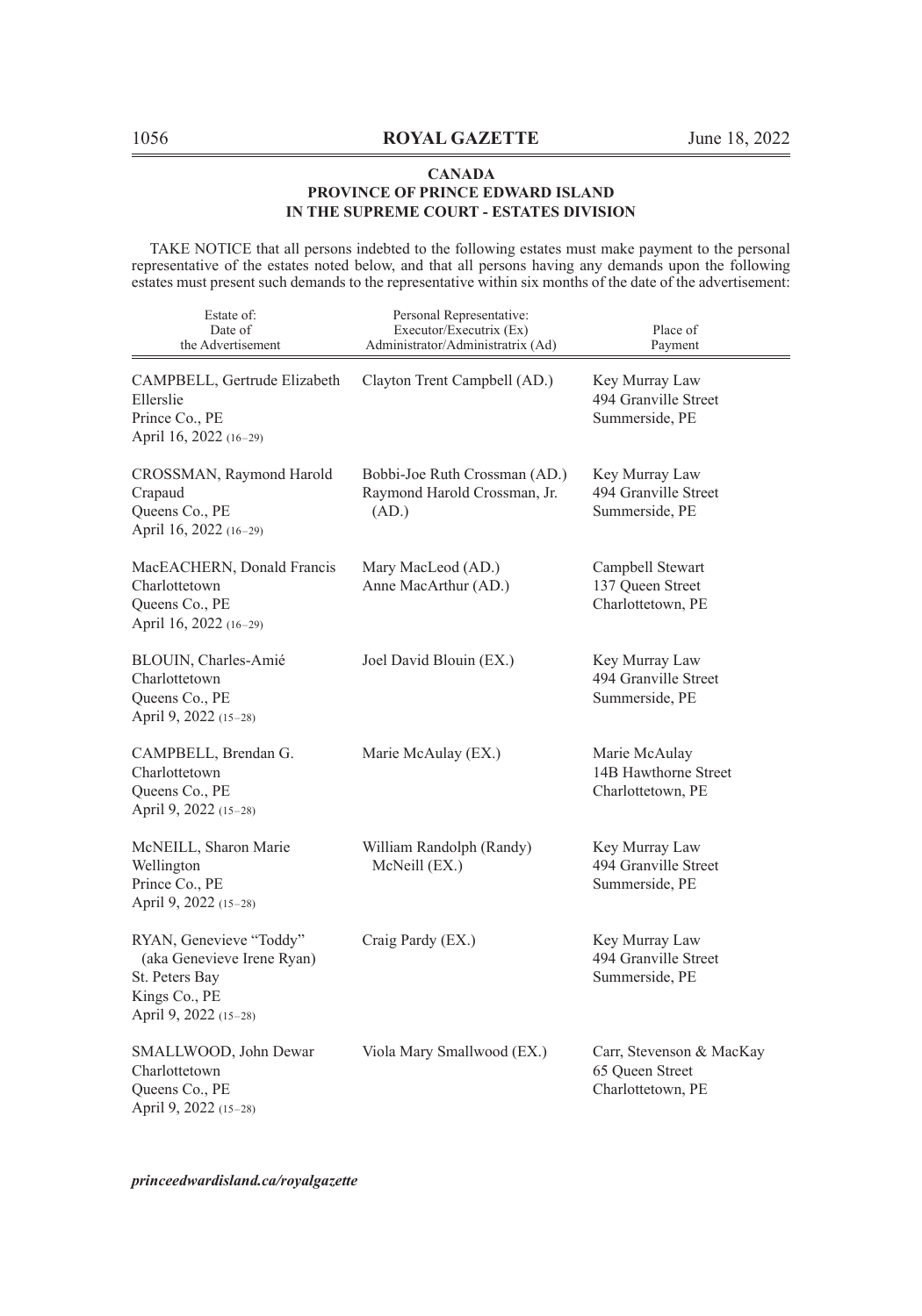**CANADA**
**PROVINCE OF PRINCE EDWARD ISLAND**
**IN THE SUPREME COURT - ESTATES DIVISION**

TAKE NOTICE that all persons indebted to the following estates must make payment to the personal representative of the estates noted below, and that all persons having any demands upon the following estates must present such demands to the representative within six months of the date of the advertisement:

| Estate of: Date of the Advertisement | Personal Representative: Executor/Executrix (Ex) Administrator/Administratrix (Ad) | Place of Payment |
|---|---|---|
| CAMPBELL, Gertrude Elizabeth<br>Ellerslie<br>Prince Co., PE<br>April 16, 2022 (16–29) | Clayton Trent Campbell (AD.) | Key Murray Law<br>494 Granville Street<br>Summerside, PE |
| CROSSMAN, Raymond Harold<br>Crapaud<br>Queens Co., PE<br>April 16, 2022 (16–29) | Bobbi-Joe Ruth Crossman (AD.)<br>Raymond Harold Crossman, Jr. (AD.) | Key Murray Law<br>494 Granville Street<br>Summerside, PE |
| MacEACHERN, Donald Francis<br>Charlottetown<br>Queens Co., PE<br>April 16, 2022 (16–29) | Mary MacLeod (AD.)<br>Anne MacArthur (AD.) | Campbell Stewart<br>137 Queen Street<br>Charlottetown, PE |
| BLOUIN, Charles-Amié<br>Charlottetown<br>Queens Co., PE<br>April 9, 2022 (15–28) | Joel David Blouin (EX.) | Key Murray Law<br>494 Granville Street<br>Summerside, PE |
| CAMPBELL, Brendan G.<br>Charlottetown<br>Queens Co., PE<br>April 9, 2022 (15–28) | Marie McAulay (EX.) | Marie McAulay<br>14B Hawthorne Street<br>Charlottetown, PE |
| McNEILL, Sharon Marie<br>Wellington<br>Prince Co., PE<br>April 9, 2022 (15–28) | William Randolph (Randy) McNeill (EX.) | Key Murray Law<br>494 Granville Street<br>Summerside, PE |
| RYAN, Genevieve "Toddy" (aka Genevieve Irene Ryan)<br>St. Peters Bay<br>Kings Co., PE<br>April 9, 2022 (15–28) | Craig Pardy (EX.) | Key Murray Law<br>494 Granville Street<br>Summerside, PE |
| SMALLWOOD, John Dewar<br>Charlottetown<br>Queens Co., PE<br>April 9, 2022 (15–28) | Viola Mary Smallwood (EX.) | Carr, Stevenson & MacKay<br>65 Queen Street<br>Charlottetown, PE |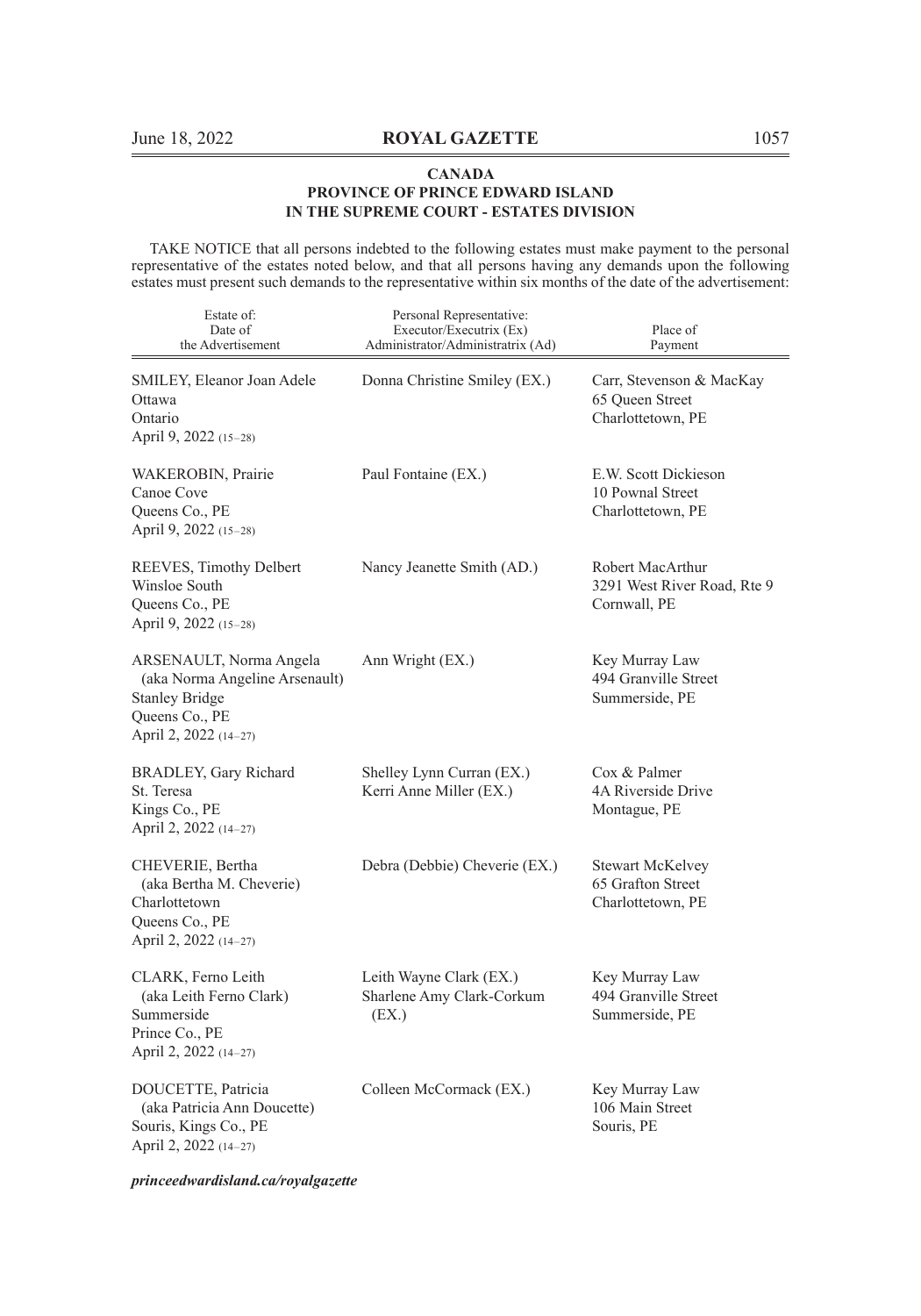**CANADA**
**PROVINCE OF PRINCE EDWARD ISLAND**
**IN THE SUPREME COURT - ESTATES DIVISION**

TAKE NOTICE that all persons indebted to the following estates must make payment to the personal representative of the estates noted below, and that all persons having any demands upon the following estates must present such demands to the representative within six months of the date of the advertisement:

| Estate of: Date of the Advertisement | Personal Representative: Executor/Executrix (Ex) Administrator/Administratrix (Ad) | Place of Payment |
|---|---|---|
| SMILEY, Eleanor Joan Adele<br>Ottawa<br>Ontario<br>April 9, 2022 (15–28) | Donna Christine Smiley (EX.) | Carr, Stevenson & MacKay<br>65 Queen Street<br>Charlottetown, PE |
| WAKEROBIN, Prairie<br>Canoe Cove<br>Queens Co., PE<br>April 9, 2022 (15–28) | Paul Fontaine (EX.) | E.W. Scott Dickieson<br>10 Pownal Street<br>Charlottetown, PE |
| REEVES, Timothy Delbert<br>Winsloe South<br>Queens Co., PE<br>April 9, 2022 (15–28) | Nancy Jeanette Smith (AD.) | Robert MacArthur<br>3291 West River Road, Rte 9<br>Cornwall, PE |
| ARSENAULT, Norma Angela<br>(aka Norma Angeline Arsenault)<br>Stanley Bridge<br>Queens Co., PE<br>April 2, 2022 (14–27) | Ann Wright (EX.) | Key Murray Law<br>494 Granville Street<br>Summerside, PE |
| BRADLEY, Gary Richard<br>St. Teresa<br>Kings Co., PE<br>April 2, 2022 (14–27) | Shelley Lynn Curran (EX.)<br>Kerri Anne Miller (EX.) | Cox & Palmer<br>4A Riverside Drive<br>Montague, PE |
| CHEVERIE, Bertha<br>(aka Bertha M. Cheverie)<br>Charlottetown<br>Queens Co., PE<br>April 2, 2022 (14–27) | Debra (Debbie) Cheverie (EX.) | Stewart McKelvey<br>65 Grafton Street<br>Charlottetown, PE |
| CLARK, Ferno Leith<br>(aka Leith Ferno Clark)<br>Summerside<br>Prince Co., PE<br>April 2, 2022 (14–27) | Leith Wayne Clark (EX.)<br>Sharlene Amy Clark-Corkum (EX.) | Key Murray Law<br>494 Granville Street<br>Summerside, PE |
| DOUCETTE, Patricia<br>(aka Patricia Ann Doucette)<br>Souris, Kings Co., PE<br>April 2, 2022 (14–27) | Colleen McCormack (EX.) | Key Murray Law<br>106 Main Street<br>Souris, PE |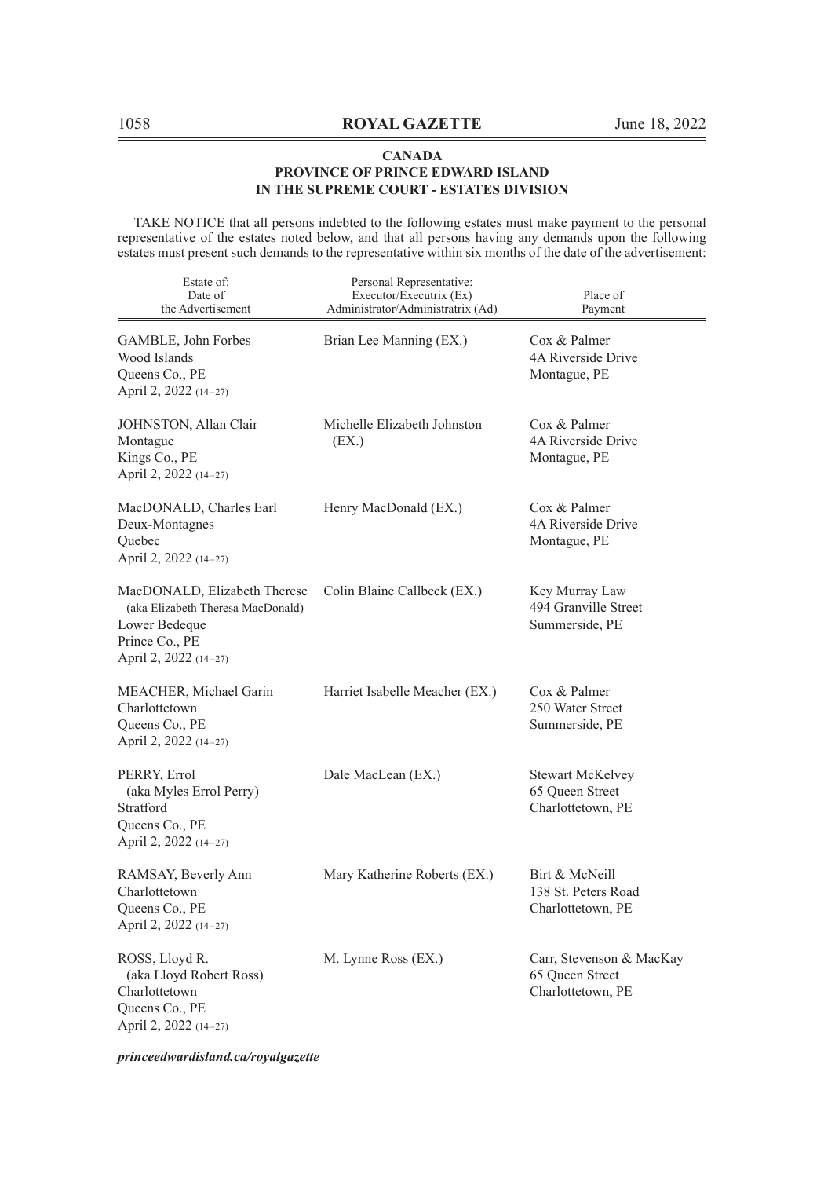**CANADA**
**PROVINCE OF PRINCE EDWARD ISLAND**
**IN THE SUPREME COURT - ESTATES DIVISION**

TAKE NOTICE that all persons indebted to the following estates must make payment to the personal representative of the estates noted below, and that all persons having any demands upon the following estates must present such demands to the representative within six months of the date of the advertisement:

| Estate of: Date of the Advertisement | Personal Representative: Executor/Executrix (Ex) Administrator/Administratrix (Ad) | Place of Payment |
|---|---|---|
| GAMBLE, John Forbes<br>Wood Islands<br>Queens Co., PE<br>April 2, 2022 (14–27) | Brian Lee Manning (EX.) | Cox & Palmer<br>4A Riverside Drive<br>Montague, PE |
| JOHNSTON, Allan Clair<br>Montague<br>Kings Co., PE<br>April 2, 2022 (14–27) | Michelle Elizabeth Johnston (EX.) | Cox & Palmer<br>4A Riverside Drive<br>Montague, PE |
| MacDONALD, Charles Earl<br>Deux-Montagnes<br>Quebec<br>April 2, 2022 (14–27) | Henry MacDonald (EX.) | Cox & Palmer<br>4A Riverside Drive<br>Montague, PE |
| MacDONALD, Elizabeth Therese<br>(aka Elizabeth Theresa MacDonald)<br>Lower Bedeque<br>Prince Co., PE<br>April 2, 2022 (14–27) | Colin Blaine Callbeck (EX.) | Key Murray Law<br>494 Granville Street<br>Summerside, PE |
| MEACHER, Michael Garin<br>Charlottetown<br>Queens Co., PE<br>April 2, 2022 (14–27) | Harriet Isabelle Meacher (EX.) | Cox & Palmer<br>250 Water Street<br>Summerside, PE |
| PERRY, Errol<br>(aka Myles Errol Perry)<br>Stratford<br>Queens Co., PE<br>April 2, 2022 (14–27) | Dale MacLean (EX.) | Stewart McKelvey<br>65 Queen Street<br>Charlottetown, PE |
| RAMSAY, Beverly Ann<br>Charlottetown<br>Queens Co., PE<br>April 2, 2022 (14–27) | Mary Katherine Roberts (EX.) | Birt & McNeill<br>138 St. Peters Road<br>Charlottetown, PE |
| ROSS, Lloyd R.<br>(aka Lloyd Robert Ross)<br>Charlottetown<br>Queens Co., PE<br>April 2, 2022 (14–27) | M. Lynne Ross (EX.) | Carr, Stevenson & MacKay<br>65 Queen Street<br>Charlottetown, PE |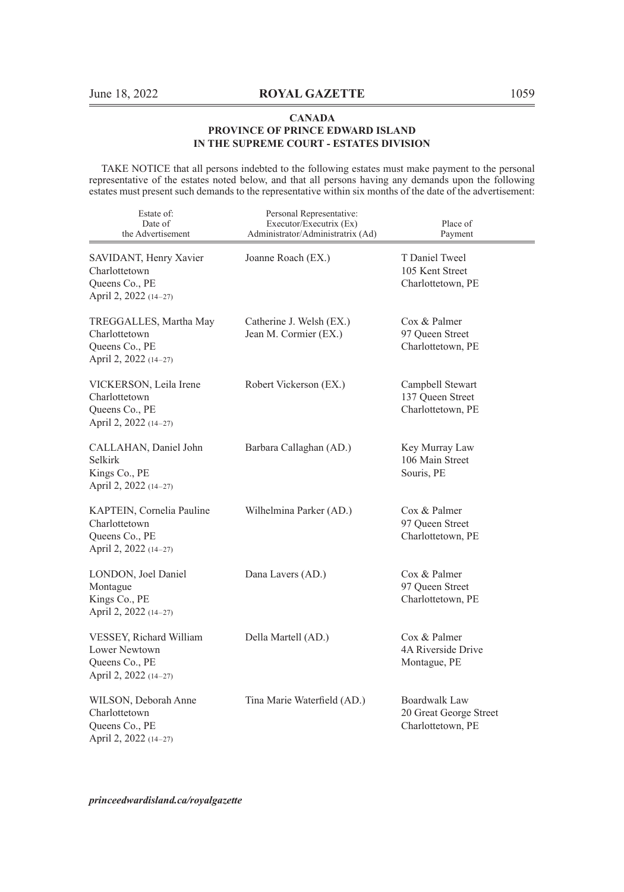**CANADA**
**PROVINCE OF PRINCE EDWARD ISLAND**
**IN THE SUPREME COURT - ESTATES DIVISION**

TAKE NOTICE that all persons indebted to the following estates must make payment to the personal representative of the estates noted below, and that all persons having any demands upon the following estates must present such demands to the representative within six months of the date of the advertisement:

| Estate of: Date of the Advertisement | Personal Representative: Executor/Executrix (Ex) Administrator/Administratrix (Ad) | Place of Payment |
|---|---|---|
| SAVIDANT, Henry Xavier<br>Charlottetown<br>Queens Co., PE<br>April 2, 2022 (14–27) | Joanne Roach (EX.) | T Daniel Tweel<br>105 Kent Street<br>Charlottetown, PE |
| TREGGALLES, Martha May<br>Charlottetown<br>Queens Co., PE<br>April 2, 2022 (14–27) | Catherine J. Welsh (EX.)<br>Jean M. Cormier (EX.) | Cox & Palmer<br>97 Queen Street<br>Charlottetown, PE |
| VICKERSON, Leila Irene<br>Charlottetown<br>Queens Co., PE<br>April 2, 2022 (14–27) | Robert Vickerson (EX.) | Campbell Stewart<br>137 Queen Street<br>Charlottetown, PE |
| CALLAHAN, Daniel John<br>Selkirk<br>Kings Co., PE<br>April 2, 2022 (14–27) | Barbara Callaghan (AD.) | Key Murray Law<br>106 Main Street<br>Souris, PE |
| KAPTEIN, Cornelia Pauline<br>Charlottetown<br>Queens Co., PE<br>April 2, 2022 (14–27) | Wilhelmina Parker (AD.) | Cox & Palmer<br>97 Queen Street<br>Charlottetown, PE |
| LONDON, Joel Daniel<br>Montague<br>Kings Co., PE<br>April 2, 2022 (14–27) | Dana Lavers (AD.) | Cox & Palmer<br>97 Queen Street<br>Charlottetown, PE |
| VESSEY, Richard William<br>Lower Newtown<br>Queens Co., PE<br>April 2, 2022 (14–27) | Della Martell (AD.) | Cox & Palmer<br>4A Riverside Drive<br>Montague, PE |
| WILSON, Deborah Anne<br>Charlottetown<br>Queens Co., PE<br>April 2, 2022 (14–27) | Tina Marie Waterfield (AD.) | Boardwalk Law<br>20 Great George Street<br>Charlottetown, PE |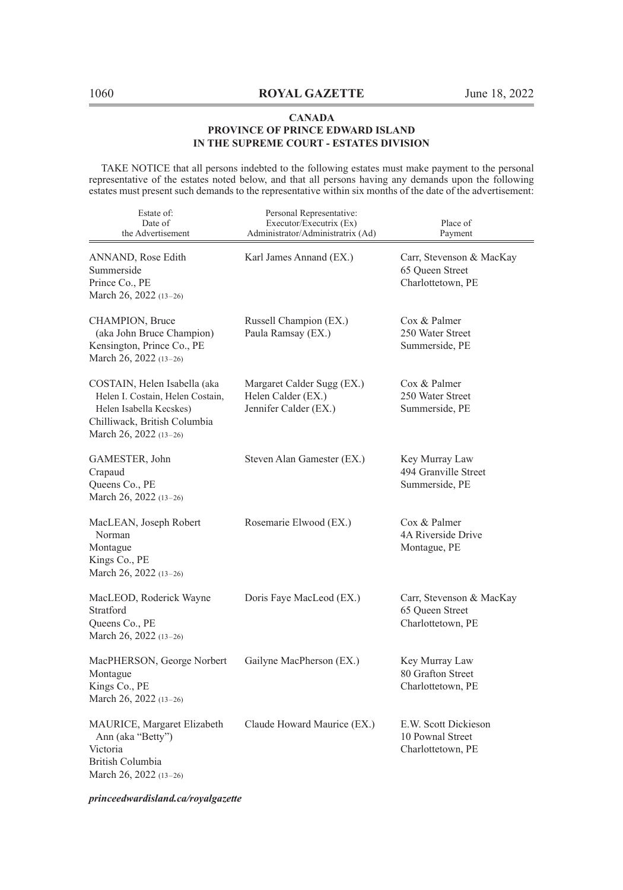**CANADA**
**PROVINCE OF PRINCE EDWARD ISLAND**
**IN THE SUPREME COURT - ESTATES DIVISION**

TAKE NOTICE that all persons indebted to the following estates must make payment to the personal representative of the estates noted below, and that all persons having any demands upon the following estates must present such demands to the representative within six months of the date of the advertisement:

| Estate of: Date of the Advertisement | Personal Representative: Executor/Executrix (Ex) Administrator/Administratrix (Ad) | Place of Payment |
|---|---|---|
| ANNAND, Rose Edith<br>Summerside<br>Prince Co., PE<br>March 26, 2022 (13–26) | Karl James Annand (EX.) | Carr, Stevenson & MacKay<br>65 Queen Street<br>Charlottetown, PE |
| CHAMPION, Bruce<br>(aka John Bruce Champion)<br>Kensington, Prince Co., PE<br>March 26, 2022 (13–26) | Russell Champion (EX.)<br>Paula Ramsay (EX.) | Cox & Palmer<br>250 Water Street<br>Summerside, PE |
| COSTAIN, Helen Isabella (aka Helen I. Costain, Helen Costain, Helen Isabella Kecskes)<br>Chilliwack, British Columbia<br>March 26, 2022 (13–26) | Margaret Calder Sugg (EX.)<br>Helen Calder (EX.)<br>Jennifer Calder (EX.) | Cox & Palmer<br>250 Water Street<br>Summerside, PE |
| GAMESTER, John<br>Crapaud<br>Queens Co., PE<br>March 26, 2022 (13–26) | Steven Alan Gamester (EX.) | Key Murray Law<br>494 Granville Street<br>Summerside, PE |
| MacLEAN, Joseph Robert Norman<br>Montague<br>Kings Co., PE<br>March 26, 2022 (13–26) | Rosemarie Elwood (EX.) | Cox & Palmer<br>4A Riverside Drive<br>Montague, PE |
| MacLEOD, Roderick Wayne<br>Stratford<br>Queens Co., PE<br>March 26, 2022 (13–26) | Doris Faye MacLeod (EX.) | Carr, Stevenson & MacKay<br>65 Queen Street<br>Charlottetown, PE |
| MacPHERSON, George Norbert<br>Montague<br>Kings Co., PE<br>March 26, 2022 (13–26) | Gailyne MacPherson (EX.) | Key Murray Law<br>80 Grafton Street<br>Charlottetown, PE |
| MAURICE, Margaret Elizabeth Ann (aka "Betty")<br>Victoria<br>British Columbia<br>March 26, 2022 (13–26) | Claude Howard Maurice (EX.) | E.W. Scott Dickieson<br>10 Pownal Street<br>Charlottetown, PE |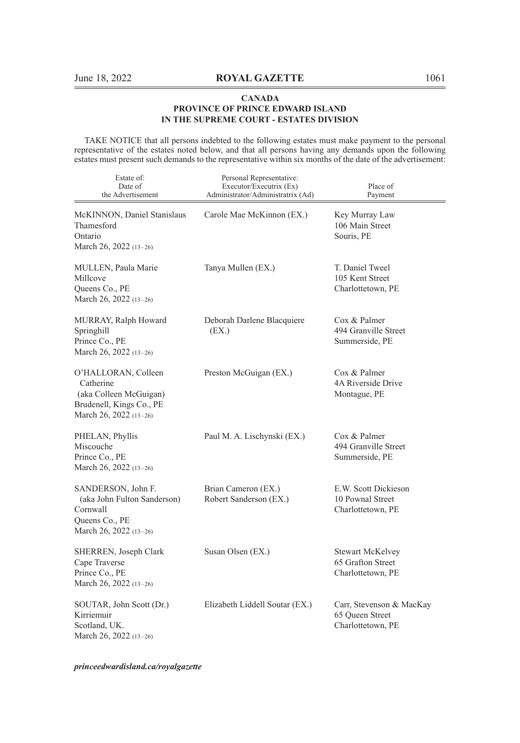**CANADA**
**PROVINCE OF PRINCE EDWARD ISLAND**
**IN THE SUPREME COURT - ESTATES DIVISION**

TAKE NOTICE that all persons indebted to the following estates must make payment to the personal representative of the estates noted below, and that all persons having any demands upon the following estates must present such demands to the representative within six months of the date of the advertisement:

| Estate of: Date of the Advertisement | Personal Representative: Executor/Executrix (Ex) Administrator/Administratrix (Ad) | Place of Payment |
|---|---|---|
| McKINNON, Daniel Stanislaus<br>Thamesford<br>Ontario<br>March 26, 2022 (13–26) | Carole Mae McKinnon (EX.) | Key Murray Law<br>106 Main Street<br>Souris, PE |
| MULLEN, Paula Marie<br>Millcove<br>Queens Co., PE<br>March 26, 2022 (13–26) | Tanya Mullen (EX.) | T. Daniel Tweel<br>105 Kent Street<br>Charlottetown, PE |
| MURRAY, Ralph Howard<br>Springhill<br>Prince Co., PE<br>March 26, 2022 (13–26) | Deborah Darlene Blacquiere (EX.) | Cox & Palmer<br>494 Granville Street<br>Summerside, PE |
| O'HALLORAN, Colleen Catherine<br>(aka Colleen McGuigan)<br>Brudenell, Kings Co., PE<br>March 26, 2022 (13–26) | Preston McGuigan (EX.) | Cox & Palmer<br>4A Riverside Drive<br>Montague, PE |
| PHELAN, Phyllis<br>Miscouche<br>Prince Co., PE<br>March 26, 2022 (13–26) | Paul M. A. Lischynski (EX.) | Cox & Palmer<br>494 Granville Street<br>Summerside, PE |
| SANDERSON, John F.<br>(aka John Fulton Sanderson)<br>Cornwall<br>Queens Co., PE<br>March 26, 2022 (13–26) | Brian Cameron (EX.)<br>Robert Sanderson (EX.) | E.W. Scott Dickieson<br>10 Pownal Street<br>Charlottetown, PE |
| SHERREN, Joseph Clark<br>Cape Traverse<br>Prince Co., PE<br>March 26, 2022 (13–26) | Susan Olsen (EX.) | Stewart McKelvey<br>65 Grafton Street<br>Charlottetown, PE |
| SOUTAR, John Scott (Dr.)<br>Kirriemuir<br>Scotland, UK.<br>March 26, 2022 (13–26) | Elizabeth Liddell Soutar (EX.) | Carr, Stevenson & MacKay<br>65 Queen Street<br>Charlottetown, PE |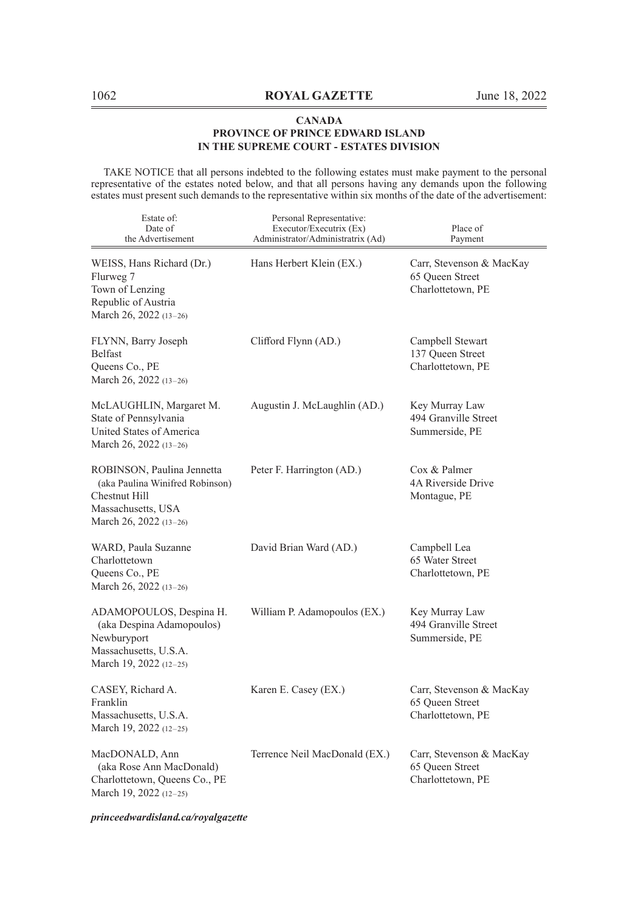**CANADA**
**PROVINCE OF PRINCE EDWARD ISLAND**
**IN THE SUPREME COURT - ESTATES DIVISION**

TAKE NOTICE that all persons indebted to the following estates must make payment to the personal representative of the estates noted below, and that all persons having any demands upon the following estates must present such demands to the representative within six months of the date of the advertisement:

| Estate of: Date of the Advertisement | Personal Representative: Executor/Executrix (Ex) Administrator/Administratrix (Ad) | Place of Payment |
|---|---|---|
| WEISS, Hans Richard (Dr.)<br>Flurweg 7<br>Town of Lenzing<br>Republic of Austria<br>March 26, 2022 (13–26) | Hans Herbert Klein (EX.) | Carr, Stevenson & MacKay<br>65 Queen Street<br>Charlottetown, PE |
| FLYNN, Barry Joseph<br>Belfast<br>Queens Co., PE<br>March 26, 2022 (13–26) | Clifford Flynn (AD.) | Campbell Stewart<br>137 Queen Street<br>Charlottetown, PE |
| McLAUGHLIN, Margaret M.<br>State of Pennsylvania<br>United States of America<br>March 26, 2022 (13–26) | Augustin J. McLaughlin (AD.) | Key Murray Law<br>494 Granville Street<br>Summerside, PE |
| ROBINSON, Paulina Jennetta<br>(aka Paulina Winifred Robinson)<br>Chestnut Hill<br>Massachusetts, USA<br>March 26, 2022 (13–26) | Peter F. Harrington (AD.) | Cox & Palmer<br>4A Riverside Drive<br>Montague, PE |
| WARD, Paula Suzanne<br>Charlottetown<br>Queens Co., PE<br>March 26, 2022 (13–26) | David Brian Ward (AD.) | Campbell Lea<br>65 Water Street<br>Charlottetown, PE |
| ADAMOPOULOS, Despina H.<br>(aka Despina Adamopoulos)<br>Newburyport<br>Massachusetts, U.S.A.<br>March 19, 2022 (12–25) | William P. Adamopoulos (EX.) | Key Murray Law<br>494 Granville Street<br>Summerside, PE |
| CASEY, Richard A.<br>Franklin<br>Massachusetts, U.S.A.<br>March 19, 2022 (12–25) | Karen E. Casey (EX.) | Carr, Stevenson & MacKay<br>65 Queen Street<br>Charlottetown, PE |
| MacDONALD, Ann<br>(aka Rose Ann MacDonald)<br>Charlottetown, Queens Co., PE<br>March 19, 2022 (12–25) | Terrence Neil MacDonald (EX.) | Carr, Stevenson & MacKay<br>65 Queen Street<br>Charlottetown, PE |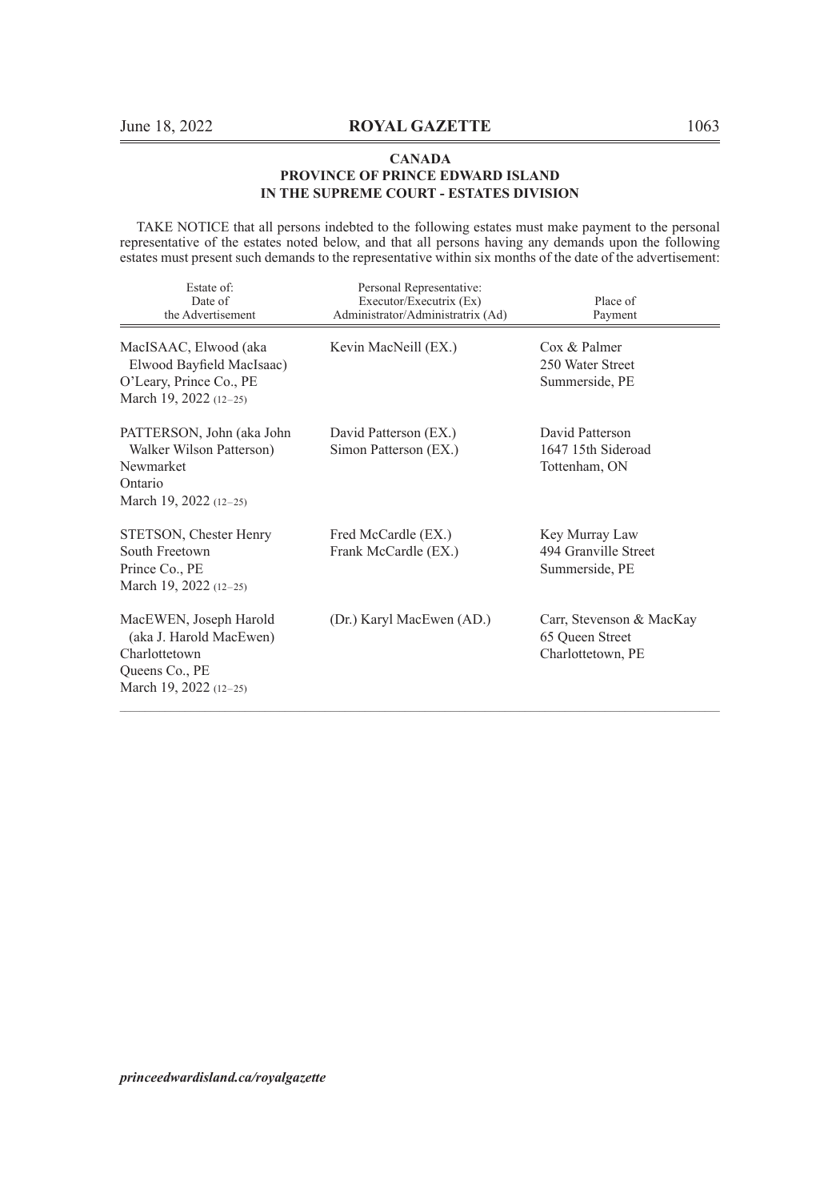**CANADA**
**PROVINCE OF PRINCE EDWARD ISLAND**
**IN THE SUPREME COURT - ESTATES DIVISION**

TAKE NOTICE that all persons indebted to the following estates must make payment to the personal representative of the estates noted below, and that all persons having any demands upon the following estates must present such demands to the representative within six months of the date of the advertisement:

| Estate of: Date of the Advertisement | Personal Representative: Executor/Executrix (Ex) Administrator/Administratrix (Ad) | Place of Payment |
|---|---|---|
| MacISAAC, Elwood (aka Elwood Bayfield MacIsaac) O'Leary, Prince Co., PE March 19, 2022 (12–25) | Kevin MacNeill (EX.) | Cox & Palmer 250 Water Street Summerside, PE |
| PATTERSON, John (aka John Walker Wilson Patterson) Newmarket Ontario March 19, 2022 (12–25) | David Patterson (EX.) Simon Patterson (EX.) | David Patterson 1647 15th Sideroad Tottenham, ON |
| STETSON, Chester Henry South Freetown Prince Co., PE March 19, 2022 (12–25) | Fred McCardle (EX.) Frank McCardle (EX.) | Key Murray Law 494 Granville Street Summerside, PE |
| MacEWEN, Joseph Harold (aka J. Harold MacEwen) Charlottetown Queens Co., PE March 19, 2022 (12–25) | (Dr.) Karyl MacEwen (AD.) | Carr, Stevenson & MacKay 65 Queen Street Charlottetown, PE |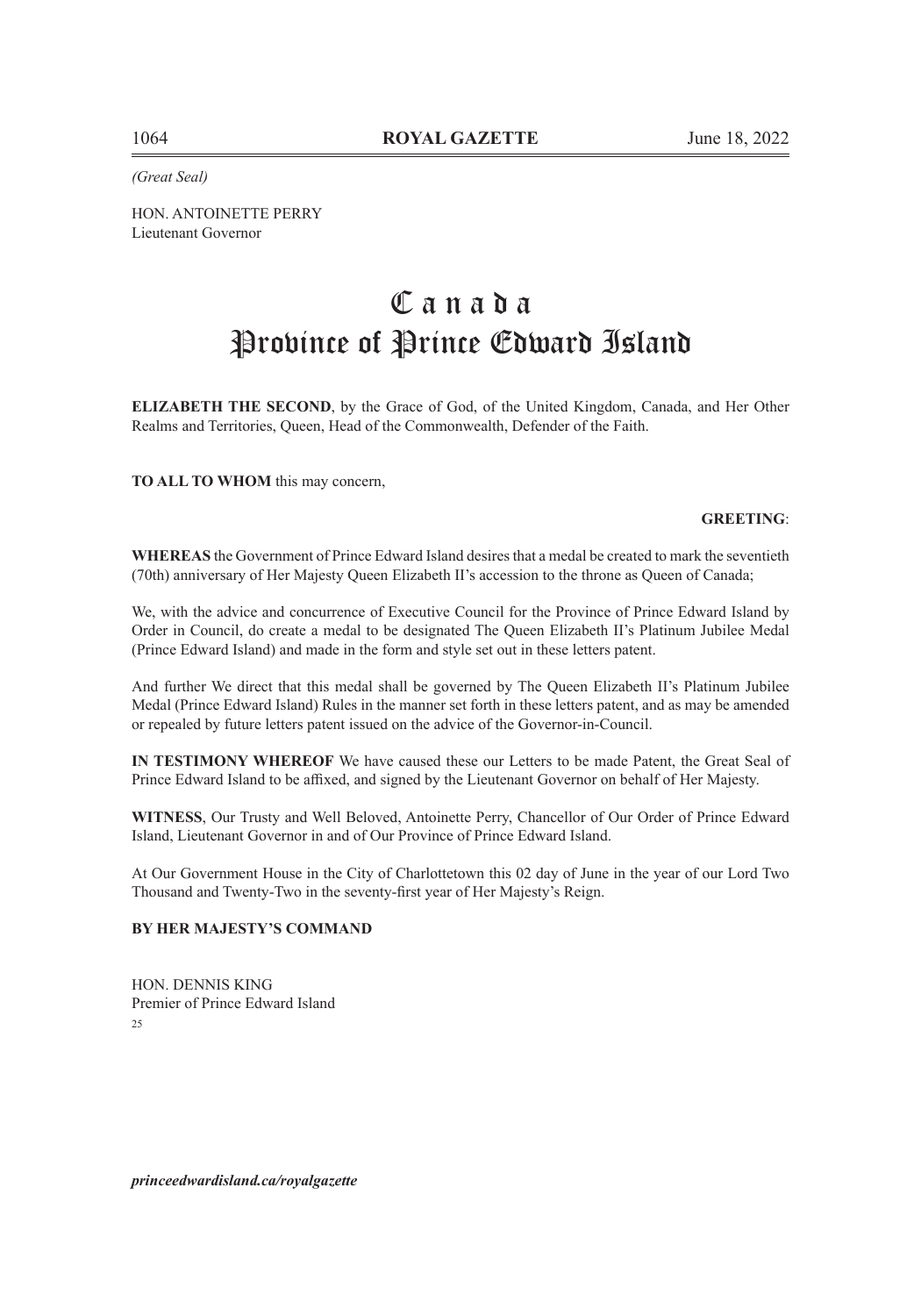*(Great Seal)*

HON. ANTOINETTE PERRY
Lieutenant Governor

# Canada
# Province of Prince Edward Island

**ELIZABETH THE SECOND**, by the Grace of God, of the United Kingdom, Canada, and Her Other Realms and Territories, Queen, Head of the Commonwealth, Defender of the Faith.

**TO ALL TO WHOM** this may concern,

**GREETING**:

**WHEREAS** the Government of Prince Edward Island desires that a medal be created to mark the seventieth (70th) anniversary of Her Majesty Queen Elizabeth II's accession to the throne as Queen of Canada;

We, with the advice and concurrence of Executive Council for the Province of Prince Edward Island by Order in Council, do create a medal to be designated The Queen Elizabeth II's Platinum Jubilee Medal (Prince Edward Island) and made in the form and style set out in these letters patent.

And further We direct that this medal shall be governed by The Queen Elizabeth II's Platinum Jubilee Medal (Prince Edward Island) Rules in the manner set forth in these letters patent, and as may be amended or repealed by future letters patent issued on the advice of the Governor-in-Council.

**IN TESTIMONY WHEREOF** We have caused these our Letters to be made Patent, the Great Seal of Prince Edward Island to be affixed, and signed by the Lieutenant Governor on behalf of Her Majesty.

**WITNESS**, Our Trusty and Well Beloved, Antoinette Perry, Chancellor of Our Order of Prince Edward Island, Lieutenant Governor in and of Our Province of Prince Edward Island.

At Our Government House in the City of Charlottetown this 02 day of June in the year of our Lord Two Thousand and Twenty-Two in the seventy-first year of Her Majesty's Reign.

**BY HER MAJESTY'S COMMAND**

HON. DENNIS KING
Premier of Prince Edward Island
25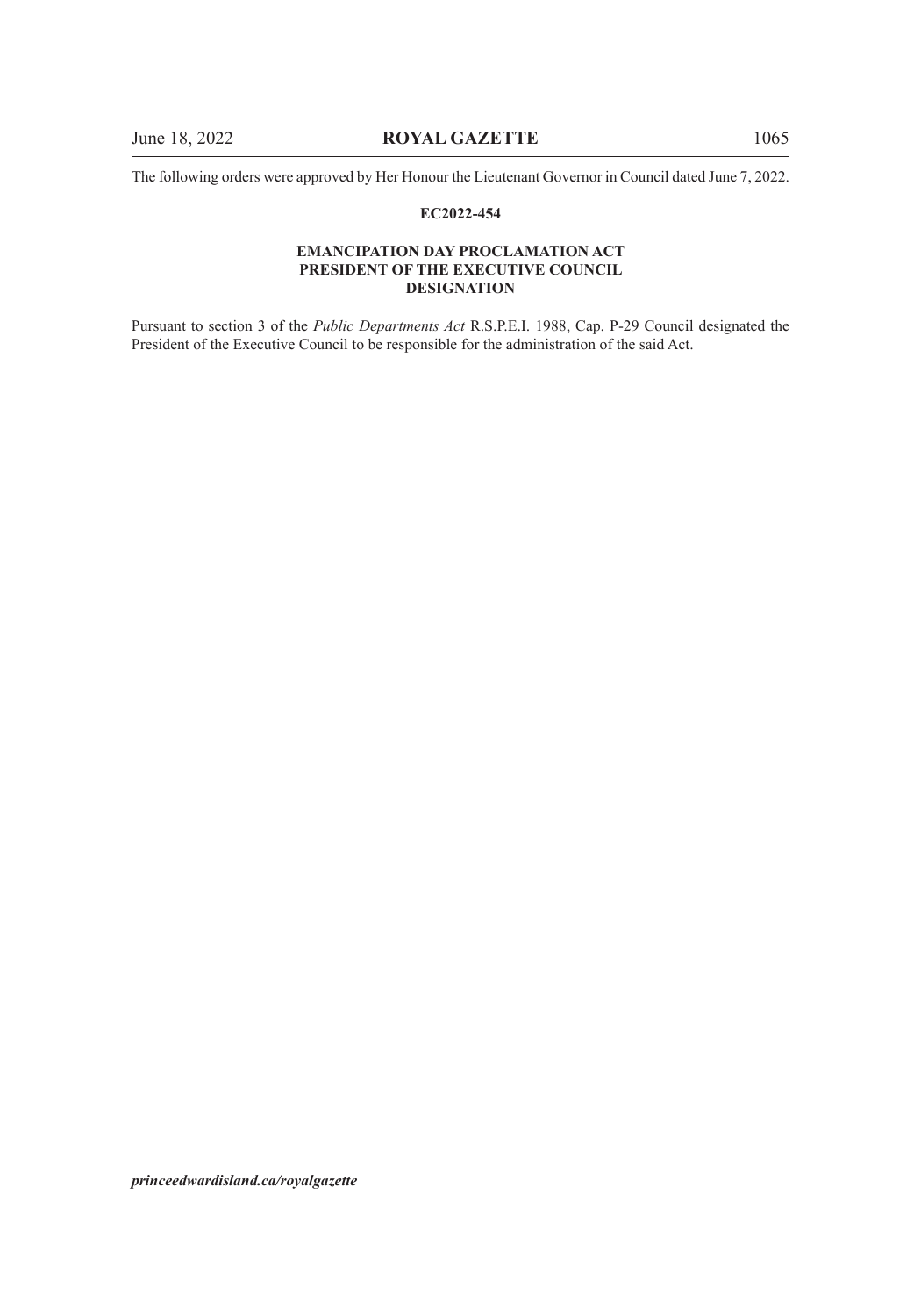The following orders were approved by Her Honour the Lieutenant Governor in Council dated June 7, 2022.

**EC2022-454**

**EMANCIPATION DAY PROCLAMATION ACT**
**PRESIDENT OF THE EXECUTIVE COUNCIL**
**DESIGNATION**

Pursuant to section 3 of the *Public Departments Act* R.S.P.E.I. 1988, Cap. P-29 Council designated the President of the Executive Council to be responsible for the administration of the said Act.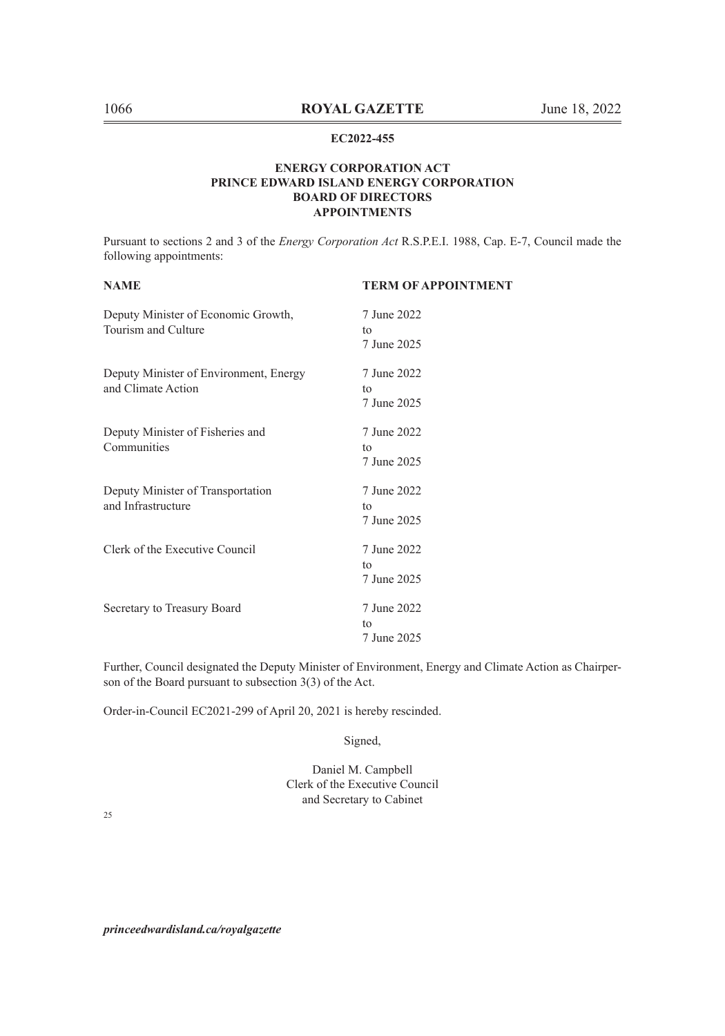**EC2022-455**

**ENERGY CORPORATION ACT**
**PRINCE EDWARD ISLAND ENERGY CORPORATION**
**BOARD OF DIRECTORS**
**APPOINTMENTS**

Pursuant to sections 2 and 3 of the *Energy Corporation Act* R.S.P.E.I. 1988, Cap. E-7, Council made the following appointments:

| NAME | TERM OF APPOINTMENT |
| --- | --- |
| Deputy Minister of Economic Growth, Tourism and Culture | 7 June 2022 to 7 June 2025 |
| Deputy Minister of Environment, Energy and Climate Action | 7 June 2022 to 7 June 2025 |
| Deputy Minister of Fisheries and Communities | 7 June 2022 to 7 June 2025 |
| Deputy Minister of Transportation and Infrastructure | 7 June 2022 to 7 June 2025 |
| Clerk of the Executive Council | 7 June 2022 to 7 June 2025 |
| Secretary to Treasury Board | 7 June 2022 to 7 June 2025 |

Further, Council designated the Deputy Minister of Environment, Energy and Climate Action as Chairperson of the Board pursuant to subsection 3(3) of the Act.

Order-in-Council EC2021-299 of April 20, 2021 is hereby rescinded.

Signed,

Daniel M. Campbell
Clerk of the Executive Council
and Secretary to Cabinet

25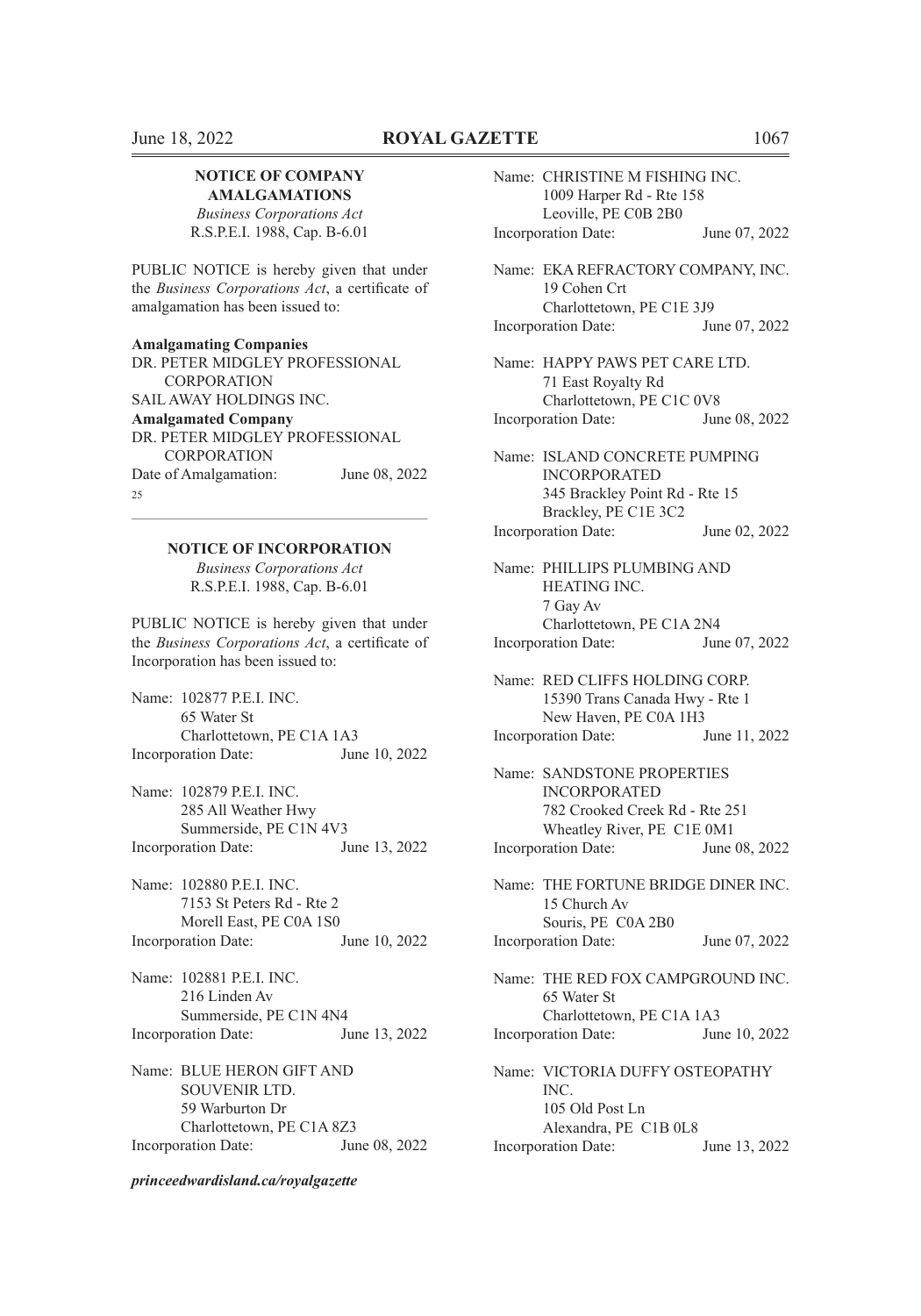## NOTICE OF COMPANY AMALGAMATIONS

*Business Corporations Act*
R.S.P.E.I. 1988, Cap. B-6.01

PUBLIC NOTICE is hereby given that under the *Business Corporations Act*, a certificate of amalgamation has been issued to:

**Amalgamating Companies**
DR. PETER MIDGLEY PROFESSIONAL CORPORATION
SAIL AWAY HOLDINGS INC.
**Amalgamated Company**
DR. PETER MIDGLEY PROFESSIONAL CORPORATION
Date of Amalgamation: June 08, 2022

25

---

## NOTICE OF INCORPORATION

*Business Corporations Act*
R.S.P.E.I. 1988, Cap. B-6.01

PUBLIC NOTICE is hereby given that under the *Business Corporations Act*, a certificate of Incorporation has been issued to:

Name: 102877 P.E.I. INC.
65 Water St
Charlottetown, PE C1A 1A3
Incorporation Date: June 10, 2022

Name: 102879 P.E.I. INC.
285 All Weather Hwy
Summerside, PE C1N 4V3
Incorporation Date: June 13, 2022

Name: 102880 P.E.I. INC.
7153 St Peters Rd - Rte 2
Morell East, PE C0A 1S0
Incorporation Date: June 10, 2022

Name: 102881 P.E.I. INC.
216 Linden Av
Summerside, PE C1N 4N4
Incorporation Date: June 13, 2022

Name: BLUE HERON GIFT AND SOUVENIR LTD.
59 Warburton Dr
Charlottetown, PE C1A 8Z3
Incorporation Date: June 08, 2022

Name: CHRISTINE M FISHING INC.
1009 Harper Rd - Rte 158
Leoville, PE C0B 2B0
Incorporation Date: June 07, 2022

Name: EKA REFRACTORY COMPANY, INC.
19 Cohen Crt
Charlottetown, PE C1E 3J9
Incorporation Date: June 07, 2022

Name: HAPPY PAWS PET CARE LTD.
71 East Royalty Rd
Charlottetown, PE C1C 0V8
Incorporation Date: June 08, 2022

Name: ISLAND CONCRETE PUMPING INCORPORATED
345 Brackley Point Rd - Rte 15
Brackley, PE C1E 3C2
Incorporation Date: June 02, 2022

Name: PHILLIPS PLUMBING AND HEATING INC.
7 Gay Av
Charlottetown, PE C1A 2N4
Incorporation Date: June 07, 2022

Name: RED CLIFFS HOLDING CORP.
15390 Trans Canada Hwy - Rte 1
New Haven, PE C0A 1H3
Incorporation Date: June 11, 2022

Name: SANDSTONE PROPERTIES INCORPORATED
782 Crooked Creek Rd - Rte 251
Wheatley River, PE C1E 0M1
Incorporation Date: June 08, 2022

Name: THE FORTUNE BRIDGE DINER INC.
15 Church Av
Souris, PE C0A 2B0
Incorporation Date: June 07, 2022

Name: THE RED FOX CAMPGROUND INC.
65 Water St
Charlottetown, PE C1A 1A3
Incorporation Date: June 10, 2022

Name: VICTORIA DUFFY OSTEOPATHY INC.
105 Old Post Ln
Alexandra, PE C1B 0L8
Incorporation Date: June 13, 2022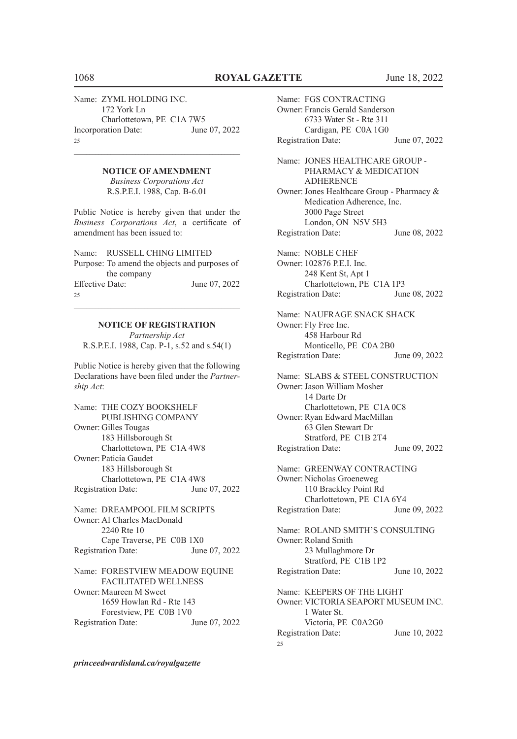Name: ZYML HOLDING INC.
172 York Ln
Charlottetown, PE C1A 7W5
Incorporation Date: June 07, 2022
25

---

**NOTICE OF AMENDMENT**
*Business Corporations Act*
R.S.P.E.I. 1988, Cap. B-6.01

Public Notice is hereby given that under the *Business Corporations Act*, a certificate of amendment has been issued to:

Name: RUSSELL CHING LIMITED
Purpose: To amend the objects and purposes of the company
Effective Date: June 07, 2022
25

---

**NOTICE OF REGISTRATION**
*Partnership Act*
R.S.P.E.I. 1988, Cap. P-1, s.52 and s.54(1)

Public Notice is hereby given that the following Declarations have been filed under the *Partnership Act*:

Name: THE COZY BOOKSHELF PUBLISHING COMPANY
Owner: Gilles Tougas
183 Hillsborough St
Charlottetown, PE C1A 4W8
Owner: Paticia Gaudet
183 Hillsborough St
Charlottetown, PE C1A 4W8
Registration Date: June 07, 2022

Name: DREAMPOOL FILM SCRIPTS
Owner: Al Charles MacDonald
2240 Rte 10
Cape Traverse, PE C0B 1X0
Registration Date: June 07, 2022

Name: FORESTVIEW MEADOW EQUINE FACILITATED WELLNESS
Owner: Maureen M Sweet
1659 Howlan Rd - Rte 143
Forestview, PE C0B 1V0
Registration Date: June 07, 2022

Name: FGS CONTRACTING
Owner: Francis Gerald Sanderson
6733 Water St - Rte 311
Cardigan, PE C0A 1G0
Registration Date: June 07, 2022

Name: JONES HEALTHCARE GROUP - PHARMACY & MEDICATION ADHERENCE
Owner: Jones Healthcare Group - Pharmacy & Medication Adherence, Inc.
3000 Page Street
London, ON N5V 5H3
Registration Date: June 08, 2022

Name: NOBLE CHEF
Owner: 102876 P.E.I. Inc.
248 Kent St, Apt 1
Charlottetown, PE C1A 1P3
Registration Date: June 08, 2022

Name: NAUFRAGE SNACK SHACK
Owner: Fly Free Inc.
458 Harbour Rd
Monticello, PE C0A 2B0
Registration Date: June 09, 2022

Name: SLABS & STEEL CONSTRUCTION
Owner: Jason William Mosher
14 Darte Dr
Charlottetown, PE C1A 0C8
Owner: Ryan Edward MacMillan
63 Glen Stewart Dr
Stratford, PE C1B 2T4
Registration Date: June 09, 2022

Name: GREENWAY CONTRACTING
Owner: Nicholas Groeneweg
110 Brackley Point Rd
Charlottetown, PE C1A 6Y4
Registration Date: June 09, 2022

Name: ROLAND SMITH'S CONSULTING
Owner: Roland Smith
23 Mullaghmore Dr
Stratford, PE C1B 1P2
Registration Date: June 10, 2022

Name: KEEPERS OF THE LIGHT
Owner: VICTORIA SEAPORT MUSEUM INC.
1 Water St.
Victoria, PE C0A2G0
Registration Date: June 10, 2022
25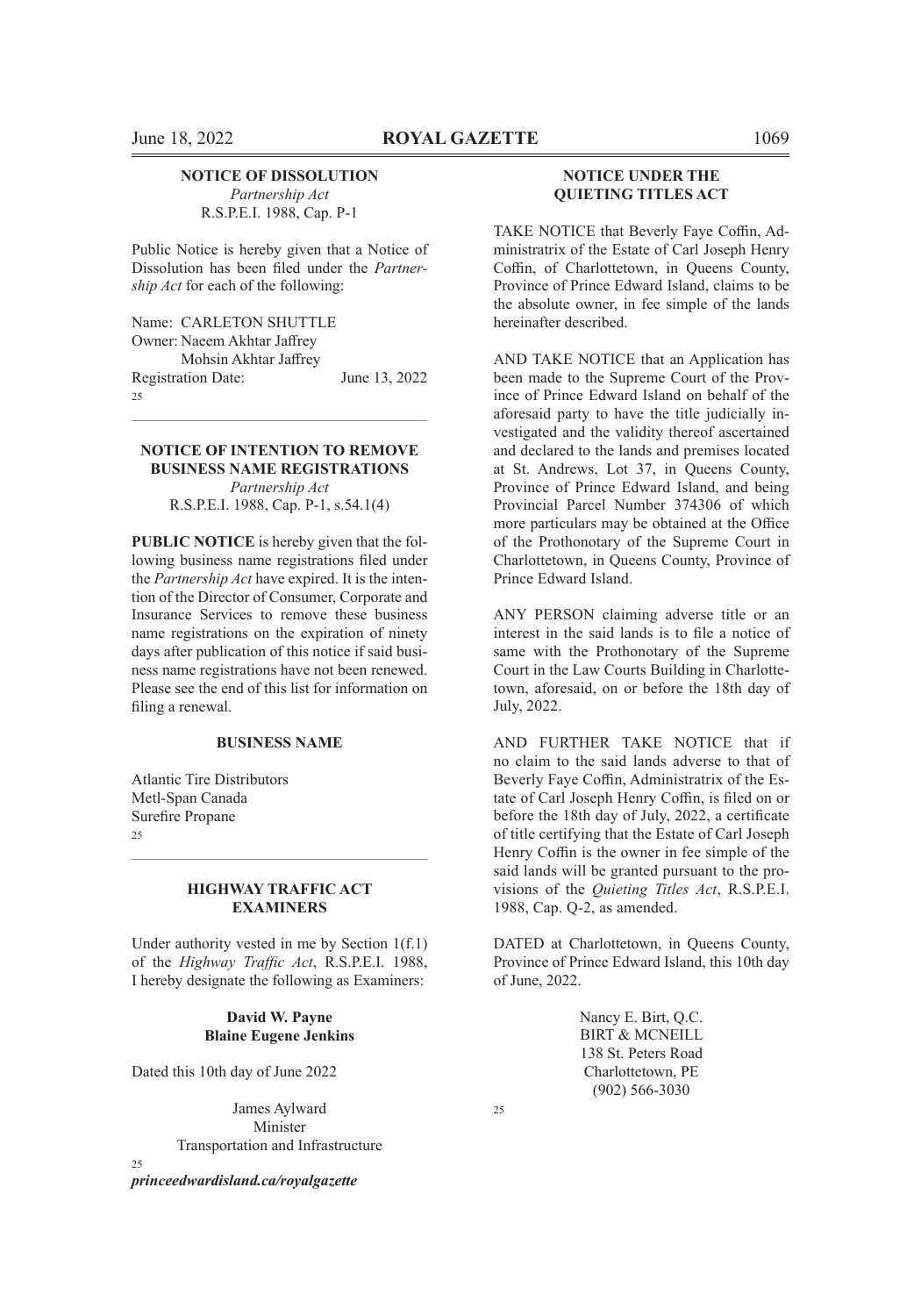## NOTICE OF DISSOLUTION

*Partnership Act*
R.S.P.E.I. 1988, Cap. P-1

Public Notice is hereby given that a Notice of Dissolution has been filed under the *Partnership Act* for each of the following:

Name: CARLETON SHUTTLE
Owner: Naeem Akhtar Jaffrey
Mohsin Akhtar Jaffrey
Registration Date: June 13, 2022

25

## NOTICE OF INTENTION TO REMOVE BUSINESS NAME REGISTRATIONS

*Partnership Act*
R.S.P.E.I. 1988, Cap. P-1, s.54.1(4)

**PUBLIC NOTICE** is hereby given that the following business name registrations filed under the *Partnership Act* have expired. It is the intention of the Director of Consumer, Corporate and Insurance Services to remove these business name registrations on the expiration of ninety days after publication of this notice if said business name registrations have not been renewed. Please see the end of this list for information on filing a renewal.

**BUSINESS NAME**

Atlantic Tire Distributors
Metl-Span Canada
Surefire Propane

25

## HIGHWAY TRAFFIC ACT EXAMINERS

Under authority vested in me by Section 1(f.1) of the *Highway Traffic Act*, R.S.P.E.I. 1988, I hereby designate the following as Examiners:

**David W. Payne**
**Blaine Eugene Jenkins**

Dated this 10th day of June 2022

James Aylward
Minister
Transportation and Infrastructure

25

## NOTICE UNDER THE QUIETING TITLES ACT

TAKE NOTICE that Beverly Faye Coffin, Administratrix of the Estate of Carl Joseph Henry Coffin, of Charlottetown, in Queens County, Province of Prince Edward Island, claims to be the absolute owner, in fee simple of the lands hereinafter described.

AND TAKE NOTICE that an Application has been made to the Supreme Court of the Province of Prince Edward Island on behalf of the aforesaid party to have the title judicially investigated and the validity thereof ascertained and declared to the lands and premises located at St. Andrews, Lot 37, in Queens County, Province of Prince Edward Island, and being Provincial Parcel Number 374306 of which more particulars may be obtained at the Office of the Prothonotary of the Supreme Court in Charlottetown, in Queens County, Province of Prince Edward Island.

ANY PERSON claiming adverse title or an interest in the said lands is to file a notice of same with the Prothonotary of the Supreme Court in the Law Courts Building in Charlottetown, aforesaid, on or before the 18th day of July, 2022.

AND FURTHER TAKE NOTICE that if no claim to the said lands adverse to that of Beverly Faye Coffin, Administratrix of the Estate of Carl Joseph Henry Coffin, is filed on or before the 18th day of July, 2022, a certificate of title certifying that the Estate of Carl Joseph Henry Coffin is the owner in fee simple of the said lands will be granted pursuant to the provisions of the *Quieting Titles Act*, R.S.P.E.I. 1988, Cap. Q-2, as amended.

DATED at Charlottetown, in Queens County, Province of Prince Edward Island, this 10th day of June, 2022.

Nancy E. Birt, Q.C.
BIRT & MCNEILL
138 St. Peters Road
Charlottetown, PE
(902) 566-3030

25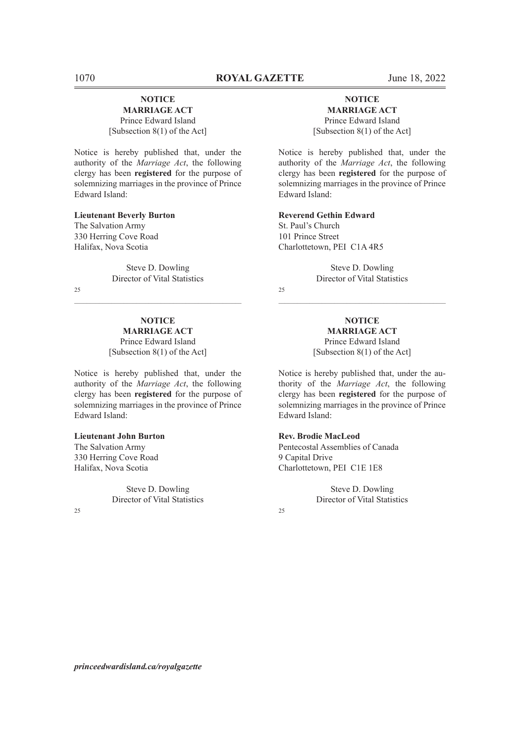**NOTICE**
**MARRIAGE ACT**
Prince Edward Island
[Subsection 8(1) of the Act]

Notice is hereby published that, under the authority of the *Marriage Act*, the following clergy has been **registered** for the purpose of solemnizing marriages in the province of Prince Edward Island:

**Lieutenant Beverly Burton**
The Salvation Army
330 Herring Cove Road
Halifax, Nova Scotia

Steve D. Dowling
Director of Vital Statistics

25

---

**NOTICE**
**MARRIAGE ACT**
Prince Edward Island
[Subsection 8(1) of the Act]

Notice is hereby published that, under the authority of the *Marriage Act*, the following clergy has been **registered** for the purpose of solemnizing marriages in the province of Prince Edward Island:

**Lieutenant John Burton**
The Salvation Army
330 Herring Cove Road
Halifax, Nova Scotia

Steve D. Dowling
Director of Vital Statistics

25

---

**NOTICE**
**MARRIAGE ACT**
Prince Edward Island
[Subsection 8(1) of the Act]

Notice is hereby published that, under the authority of the *Marriage Act*, the following clergy has been **registered** for the purpose of solemnizing marriages in the province of Prince Edward Island:

**Reverend Gethin Edward**
St. Paul's Church
101 Prince Street
Charlottetown, PEI C1A 4R5

Steve D. Dowling
Director of Vital Statistics

25

---

**NOTICE**
**MARRIAGE ACT**
Prince Edward Island
[Subsection 8(1) of the Act]

Notice is hereby published that, under the authority of the *Marriage Act*, the following clergy has been **registered** for the purpose of solemnizing marriages in the province of Prince Edward Island:

**Rev. Brodie MacLeod**
Pentecostal Assemblies of Canada
9 Capital Drive
Charlottetown, PEI C1E 1E8

Steve D. Dowling
Director of Vital Statistics

25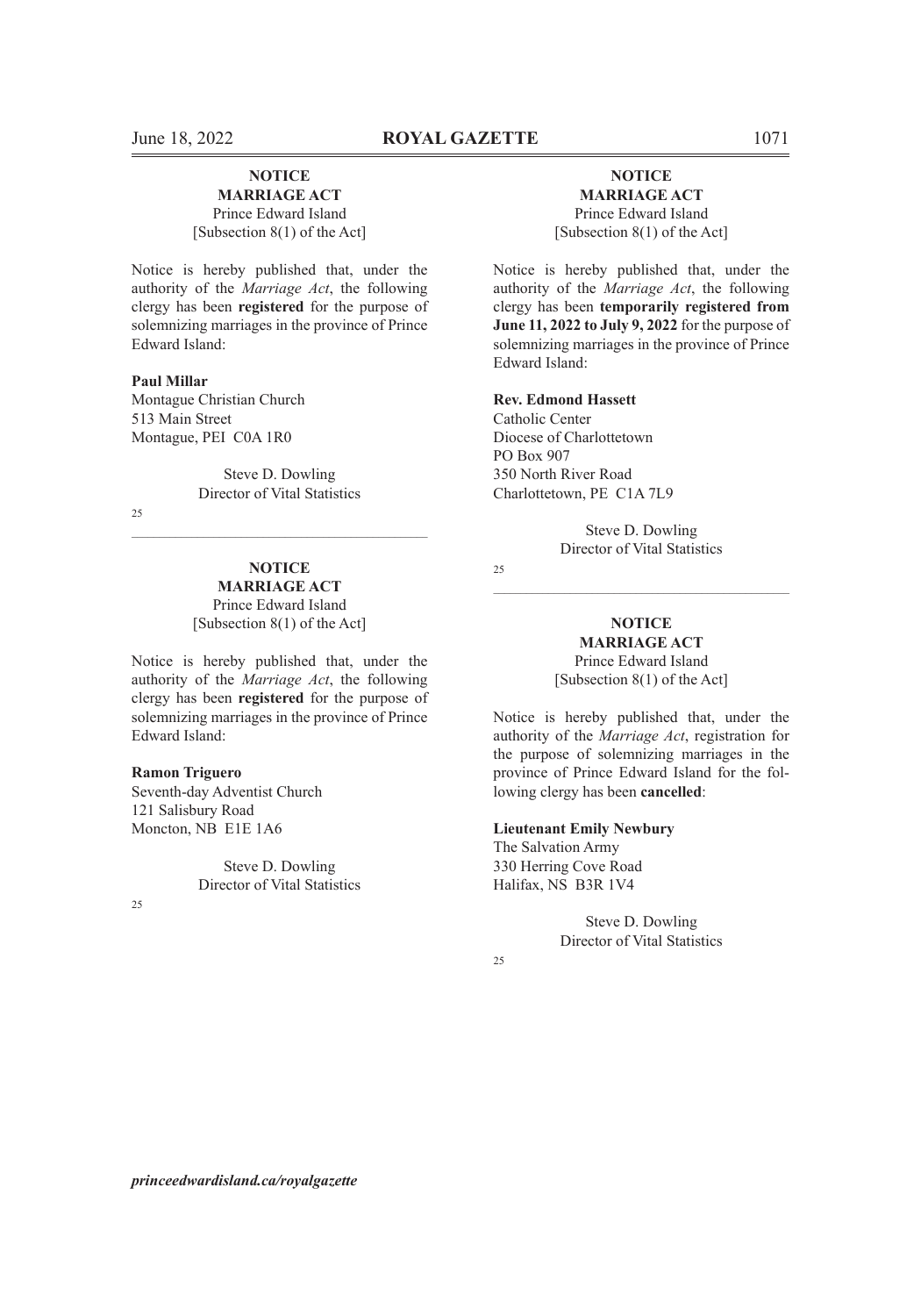**NOTICE**
**MARRIAGE ACT**
Prince Edward Island
[Subsection 8(1) of the Act]

Notice is hereby published that, under the authority of the *Marriage Act*, the following clergy has been **registered** for the purpose of solemnizing marriages in the province of Prince Edward Island:

**Paul Millar**
Montague Christian Church
513 Main Street
Montague, PEI C0A 1R0

Steve D. Dowling
Director of Vital Statistics

25

---

**NOTICE**
**MARRIAGE ACT**
Prince Edward Island
[Subsection 8(1) of the Act]

Notice is hereby published that, under the authority of the *Marriage Act*, the following clergy has been **registered** for the purpose of solemnizing marriages in the province of Prince Edward Island:

**Ramon Triguero**
Seventh-day Adventist Church
121 Salisbury Road
Moncton, NB E1E 1A6

Steve D. Dowling
Director of Vital Statistics

25

---

**NOTICE**
**MARRIAGE ACT**
Prince Edward Island
[Subsection 8(1) of the Act]

Notice is hereby published that, under the authority of the *Marriage Act*, the following clergy has been **temporarily registered from June 11, 2022 to July 9, 2022** for the purpose of solemnizing marriages in the province of Prince Edward Island:

**Rev. Edmond Hassett**
Catholic Center
Diocese of Charlottetown
PO Box 907
350 North River Road
Charlottetown, PE C1A 7L9

Steve D. Dowling
Director of Vital Statistics

25

---

**NOTICE**
**MARRIAGE ACT**
Prince Edward Island
[Subsection 8(1) of the Act]

Notice is hereby published that, under the authority of the *Marriage Act*, registration for the purpose of solemnizing marriages in the province of Prince Edward Island for the following clergy has been **cancelled**:

**Lieutenant Emily Newbury**
The Salvation Army
330 Herring Cove Road
Halifax, NS B3R 1V4

Steve D. Dowling
Director of Vital Statistics

25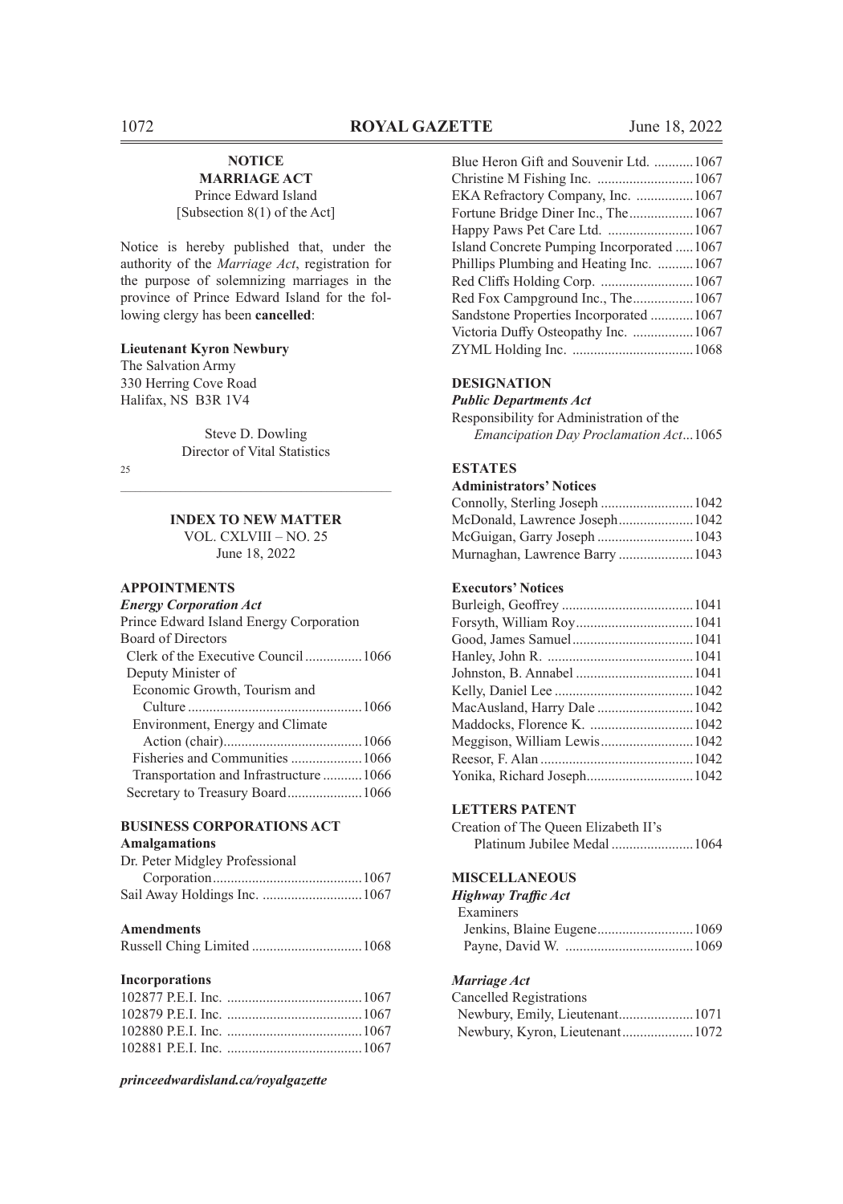**NOTICE**
**MARRIAGE ACT**
Prince Edward Island
[Subsection 8(1) of the Act]

Notice is hereby published that, under the authority of the *Marriage Act*, registration for the purpose of solemnizing marriages in the province of Prince Edward Island for the following clergy has been **cancelled**:

**Lieutenant Kyron Newbury**
The Salvation Army
330 Herring Cove Road
Halifax, NS B3R 1V4

Steve D. Dowling
Director of Vital Statistics

25

---

## INDEX TO NEW MATTER

VOL. CXLVIII – NO. 25
June 18, 2022

### APPOINTMENTS

***Energy Corporation Act***

Prince Edward Island Energy Corporation
Board of Directors
- Clerk of the Executive Council ................ 1066
- Deputy Minister of
  - Economic Growth, Tourism and Culture ................ 1066
  - Environment, Energy and Climate Action (chair) ................ 1066
  - Fisheries and Communities ................ 1066
  - Transportation and Infrastructure ................ 1066
- Secretary to Treasury Board ................ 1066

### BUSINESS CORPORATIONS ACT

**Amalgamations**

Dr. Peter Midgley Professional Corporation ................ 1067
Sail Away Holdings Inc. ................ 1067

**Amendments**

Russell Ching Limited ................ 1068

**Incorporations**

102877 P.E.I. Inc. ................ 1067
102879 P.E.I. Inc. ................ 1067
102880 P.E.I. Inc. ................ 1067
102881 P.E.I. Inc. ................ 1067
Blue Heron Gift and Souvenir Ltd. ................ 1067
Christine M Fishing Inc. ................ 1067
EKA Refractory Company, Inc. ................ 1067
Fortune Bridge Diner Inc., The ................ 1067
Happy Paws Pet Care Ltd. ................ 1067
Island Concrete Pumping Incorporated ................ 1067
Phillips Plumbing and Heating Inc. ................ 1067
Red Cliffs Holding Corp. ................ 1067
Red Fox Campground Inc., The ................ 1067
Sandstone Properties Incorporated ................ 1067
Victoria Duffy Osteopathy Inc. ................ 1067
ZYML Holding Inc. ................ 1068

### DESIGNATION

***Public Departments Act***

Responsibility for Administration of the *Emancipation Day Proclamation Act* ................ 1065

### ESTATES

**Administrators' Notices**

Connolly, Sterling Joseph ................ 1042
McDonald, Lawrence Joseph ................ 1042
McGuigan, Garry Joseph ................ 1043
Murnaghan, Lawrence Barry ................ 1043

**Executors' Notices**

Burleigh, Geoffrey ................ 1041
Forsyth, William Roy ................ 1041
Good, James Samuel ................ 1041
Hanley, John R. ................ 1041
Johnston, B. Annabel ................ 1041
Kelly, Daniel Lee ................ 1042
MacAusland, Harry Dale ................ 1042
Maddocks, Florence K. ................ 1042
Meggison, William Lewis ................ 1042
Reesor, F. Alan ................ 1042
Yonika, Richard Joseph ................ 1042

### LETTERS PATENT

Creation of The Queen Elizabeth II's Platinum Jubilee Medal ................ 1064

### MISCELLANEOUS

***Highway Traffic Act***

Examiners
- Jenkins, Blaine Eugene ................ 1069
- Payne, David W. ................ 1069

***Marriage Act***

Cancelled Registrations
- Newbury, Emily, Lieutenant ................ 1071
- Newbury, Kyron, Lieutenant ................ 1072

***princeedwardisland.ca/royalgazette***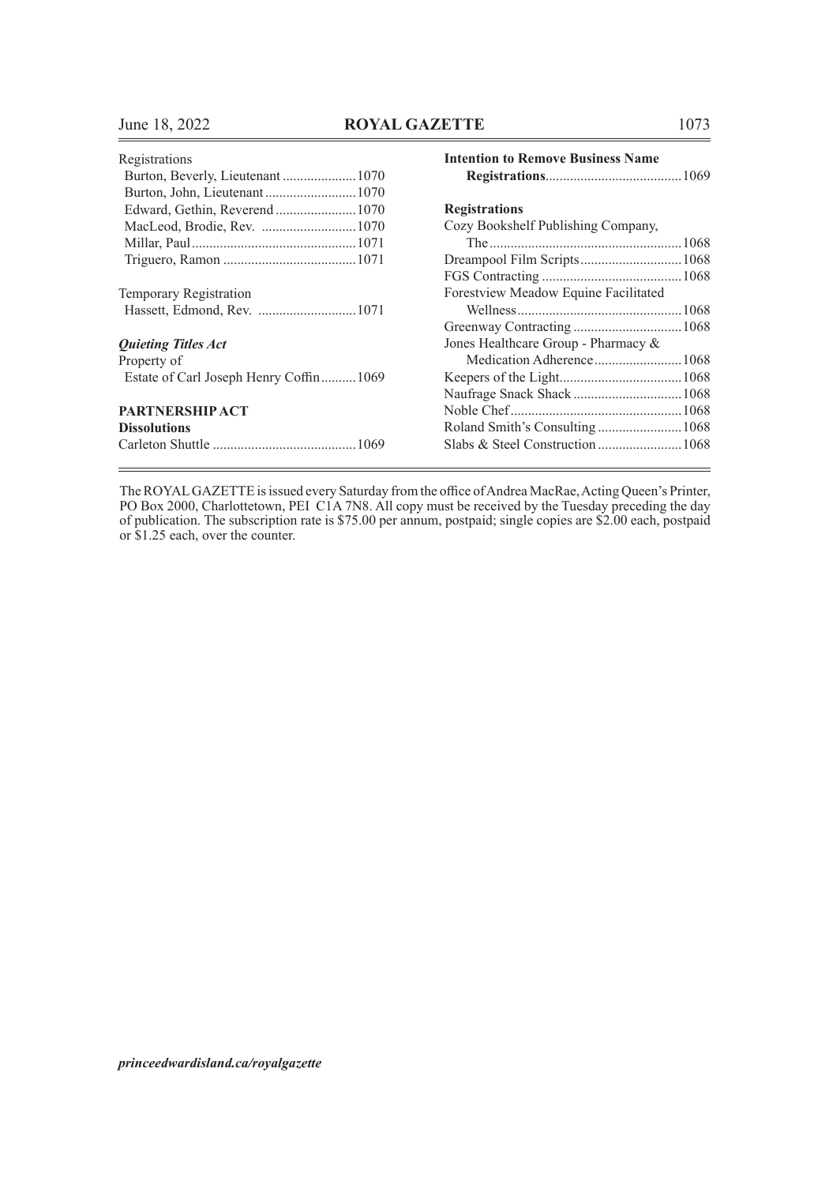Registrations

Burton, Beverly, Lieutenant ..................... 1070
Burton, John, Lieutenant .......................... 1070
Edward, Gethin, Reverend ....................... 1070
MacLeod, Brodie, Rev. ........................... 1070
Millar, Paul ............................................... 1071
Triguero, Ramon ...................................... 1071

Temporary Registration

Hassett, Edmond, Rev. ............................ 1071

***Quieting Titles Act***

Property of

Estate of Carl Joseph Henry Coffin .......... 1069

**PARTNERSHIP ACT**

**Dissolutions**

Carleton Shuttle ......................................... 1069

**Intention to Remove Business Name Registrations** ....................................... 1069

**Registrations**

Cozy Bookshelf Publishing Company, The ....................................................... 1068
Dreampool Film Scripts ............................. 1068
FGS Contracting ........................................ 1068
Forestview Meadow Equine Facilitated Wellness ............................................... 1068
Greenway Contracting ............................... 1068
Jones Healthcare Group - Pharmacy & Medication Adherence ......................... 1068
Keepers of the Light .................................. 1068
Naufrage Snack Shack ............................... 1068
Noble Chef ................................................. 1068
Roland Smith's Consulting ........................ 1068
Slabs & Steel Construction ........................ 1068

---

The ROYAL GAZETTE is issued every Saturday from the office of Andrea MacRae, Acting Queen's Printer, PO Box 2000, Charlottetown, PEI C1A 7N8. All copy must be received by the Tuesday preceding the day of publication. The subscription rate is $75.00 per annum, postpaid; single copies are $2.00 each, postpaid or $1.25 each, over the counter.